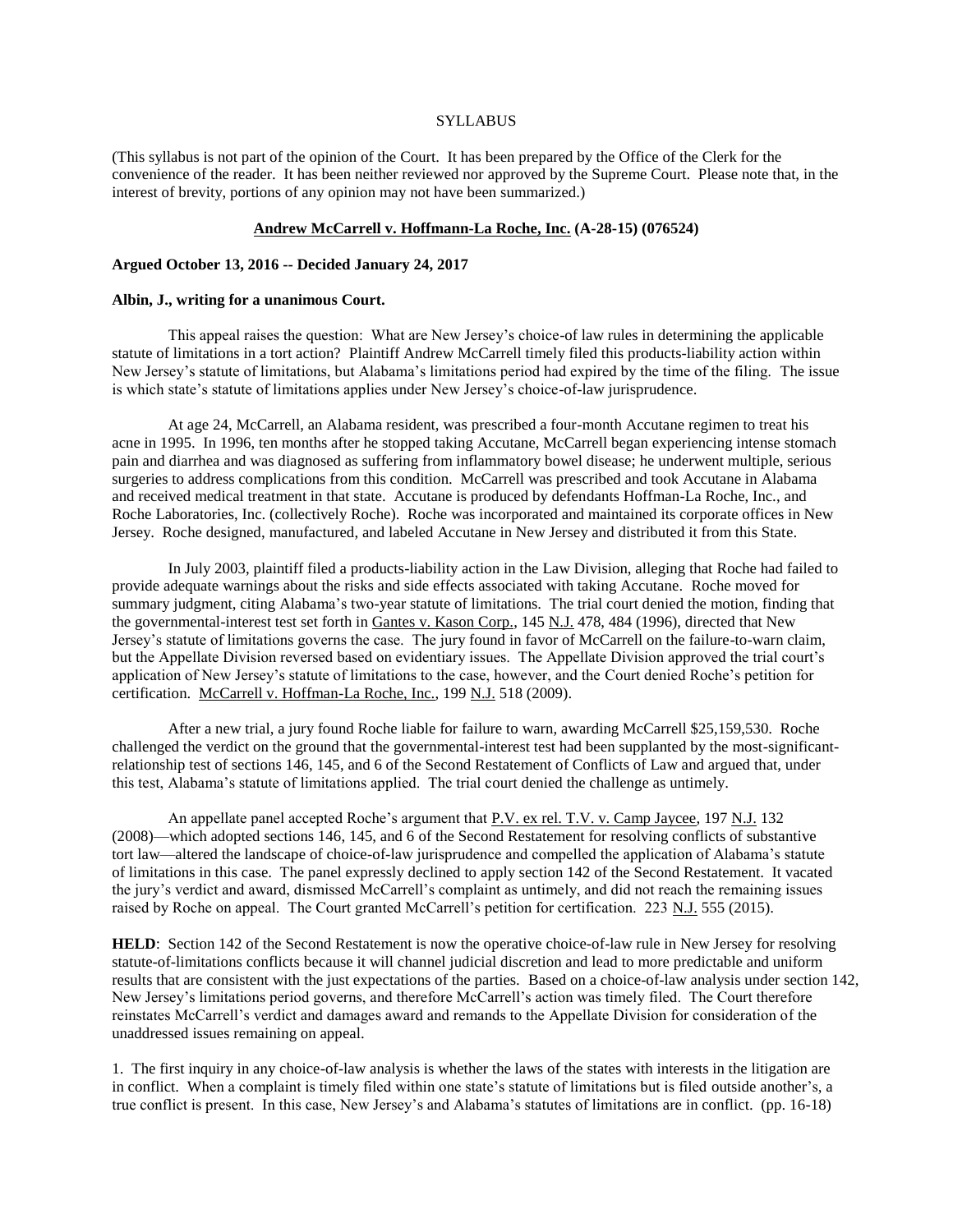SYLLABUS

(This syllabus is not part of the opinion of the Court. It has been prepared by the Office of the Clerk for the convenience of the reader. It has been neither reviewed nor approved by the Supreme Court. Please note that, in the interest of brevity, portions of any opinion may not have been summarized.)

**Andrew McCarrell v. Hoffmann-La Roche, Inc. (A-28-15) (076524)**

**Argued October 13, 2016 -- Decided January 24, 2017**

**Albin, J., writing for a unanimous Court.**

This appeal raises the question: What are New Jersey's choice-of law rules in determining the applicable statute of limitations in a tort action? Plaintiff Andrew McCarrell timely filed this products-liability action within New Jersey's statute of limitations, but Alabama's limitations period had expired by the time of the filing. The issue is which state's statute of limitations applies under New Jersey's choice-of-law jurisprudence.

At age 24, McCarrell, an Alabama resident, was prescribed a four-month Accutane regimen to treat his acne in 1995. In 1996, ten months after he stopped taking Accutane, McCarrell began experiencing intense stomach pain and diarrhea and was diagnosed as suffering from inflammatory bowel disease; he underwent multiple, serious surgeries to address complications from this condition. McCarrell was prescribed and took Accutane in Alabama and received medical treatment in that state. Accutane is produced by defendants Hoffman-La Roche, Inc., and Roche Laboratories, Inc. (collectively Roche). Roche was incorporated and maintained its corporate offices in New Jersey. Roche designed, manufactured, and labeled Accutane in New Jersey and distributed it from this State.

In July 2003, plaintiff filed a products-liability action in the Law Division, alleging that Roche had failed to provide adequate warnings about the risks and side effects associated with taking Accutane. Roche moved for summary judgment, citing Alabama's two-year statute of limitations. The trial court denied the motion, finding that the governmental-interest test set forth in Gantes v. Kason Corp., 145 N.J. 478, 484 (1996), directed that New Jersey's statute of limitations governs the case. The jury found in favor of McCarrell on the failure-to-warn claim, but the Appellate Division reversed based on evidentiary issues. The Appellate Division approved the trial court's application of New Jersey's statute of limitations to the case, however, and the Court denied Roche's petition for certification. McCarrell v. Hoffman-La Roche, Inc., 199 N.J. 518 (2009).

After a new trial, a jury found Roche liable for failure to warn, awarding McCarrell $25,159,530. Roche challenged the verdict on the ground that the governmental-interest test had been supplanted by the most-significant-relationship test of sections 146, 145, and 6 of the Second Restatement of Conflicts of Law and argued that, under this test, Alabama's statute of limitations applied. The trial court denied the challenge as untimely.

An appellate panel accepted Roche's argument that P.V. ex rel. T.V. v. Camp Jaycee, 197 N.J. 132 (2008)—which adopted sections 146, 145, and 6 of the Second Restatement for resolving conflicts of substantive tort law—altered the landscape of choice-of-law jurisprudence and compelled the application of Alabama's statute of limitations in this case. The panel expressly declined to apply section 142 of the Second Restatement. It vacated the jury's verdict and award, dismissed McCarrell's complaint as untimely, and did not reach the remaining issues raised by Roche on appeal. The Court granted McCarrell's petition for certification. 223 N.J. 555 (2015).

**HELD**: Section 142 of the Second Restatement is now the operative choice-of-law rule in New Jersey for resolving statute-of-limitations conflicts because it will channel judicial discretion and lead to more predictable and uniform results that are consistent with the just expectations of the parties. Based on a choice-of-law analysis under section 142, New Jersey's limitations period governs, and therefore McCarrell's action was timely filed. The Court therefore reinstates McCarrell's verdict and damages award and remands to the Appellate Division for consideration of the unaddressed issues remaining on appeal.

1. The first inquiry in any choice-of-law analysis is whether the laws of the states with interests in the litigation are in conflict. When a complaint is timely filed within one state's statute of limitations but is filed outside another's, a true conflict is present. In this case, New Jersey's and Alabama's statutes of limitations are in conflict. (pp. 16-18)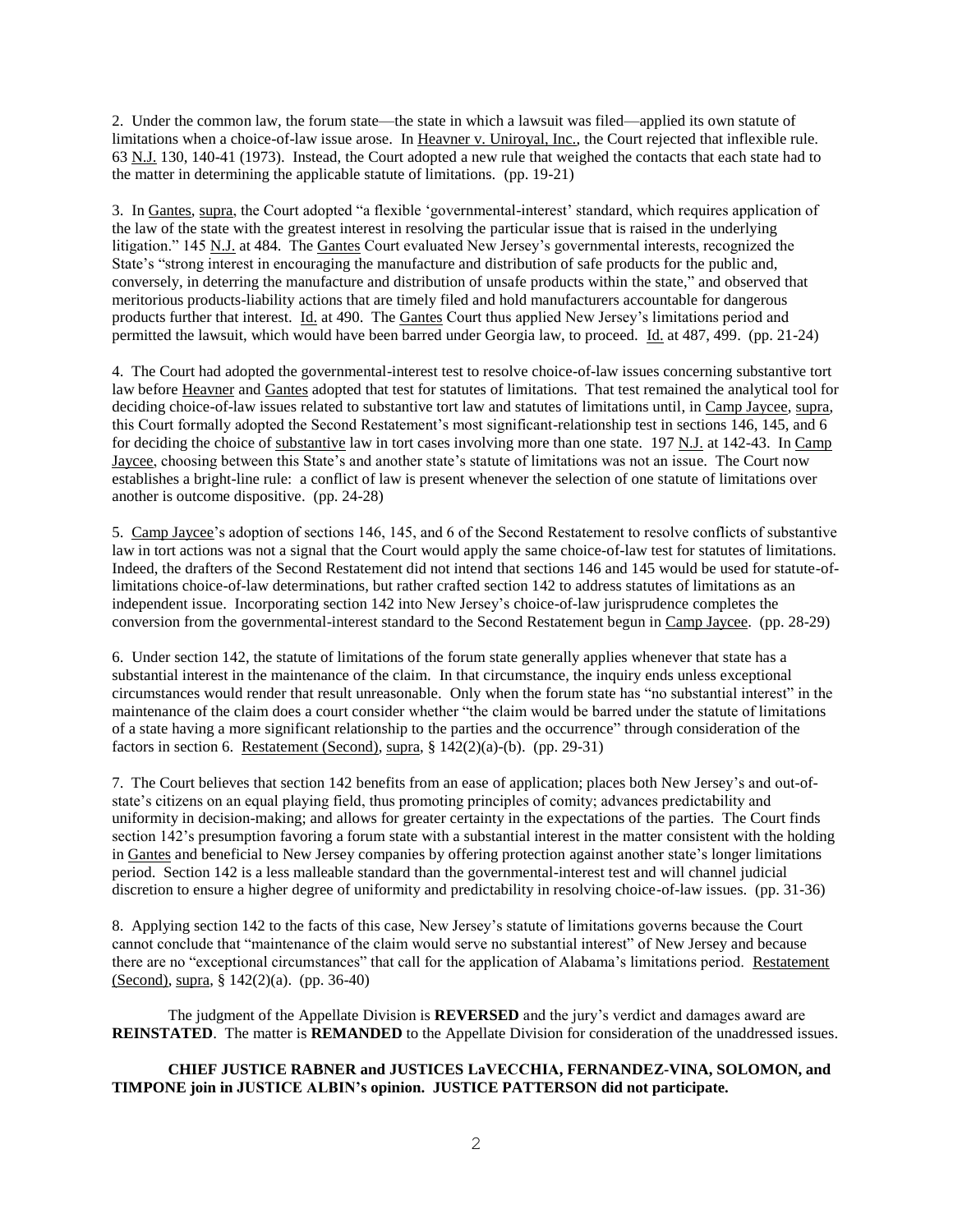2. Under the common law, the forum state—the state in which a lawsuit was filed—applied its own statute of limitations when a choice-of-law issue arose. In Heavner v. Uniroyal, Inc., the Court rejected that inflexible rule. 63 N.J. 130, 140-41 (1973). Instead, the Court adopted a new rule that weighed the contacts that each state had to the matter in determining the applicable statute of limitations. (pp. 19-21)

3. In Gantes, supra, the Court adopted "a flexible 'governmental-interest' standard, which requires application of the law of the state with the greatest interest in resolving the particular issue that is raised in the underlying litigation." 145 N.J. at 484. The Gantes Court evaluated New Jersey's governmental interests, recognized the State's "strong interest in encouraging the manufacture and distribution of safe products for the public and, conversely, in deterring the manufacture and distribution of unsafe products within the state," and observed that meritorious products-liability actions that are timely filed and hold manufacturers accountable for dangerous products further that interest. Id. at 490. The Gantes Court thus applied New Jersey's limitations period and permitted the lawsuit, which would have been barred under Georgia law, to proceed. Id. at 487, 499. (pp. 21-24)

4. The Court had adopted the governmental-interest test to resolve choice-of-law issues concerning substantive tort law before Heavner and Gantes adopted that test for statutes of limitations. That test remained the analytical tool for deciding choice-of-law issues related to substantive tort law and statutes of limitations until, in Camp Jaycee, supra, this Court formally adopted the Second Restatement's most significant-relationship test in sections 146, 145, and 6 for deciding the choice of substantive law in tort cases involving more than one state. 197 N.J. at 142-43. In Camp Jaycee, choosing between this State's and another state's statute of limitations was not an issue. The Court now establishes a bright-line rule: a conflict of law is present whenever the selection of one statute of limitations over another is outcome dispositive. (pp. 24-28)

5. Camp Jaycee's adoption of sections 146, 145, and 6 of the Second Restatement to resolve conflicts of substantive law in tort actions was not a signal that the Court would apply the same choice-of-law test for statutes of limitations. Indeed, the drafters of the Second Restatement did not intend that sections 146 and 145 would be used for statute-of-limitations choice-of-law determinations, but rather crafted section 142 to address statutes of limitations as an independent issue. Incorporating section 142 into New Jersey's choice-of-law jurisprudence completes the conversion from the governmental-interest standard to the Second Restatement begun in Camp Jaycee. (pp. 28-29)

6. Under section 142, the statute of limitations of the forum state generally applies whenever that state has a substantial interest in the maintenance of the claim. In that circumstance, the inquiry ends unless exceptional circumstances would render that result unreasonable. Only when the forum state has "no substantial interest" in the maintenance of the claim does a court consider whether "the claim would be barred under the statute of limitations of a state having a more significant relationship to the parties and the occurrence" through consideration of the factors in section 6. Restatement (Second), supra, § 142(2)(a)-(b). (pp. 29-31)

7. The Court believes that section 142 benefits from an ease of application; places both New Jersey's and out-of-state's citizens on an equal playing field, thus promoting principles of comity; advances predictability and uniformity in decision-making; and allows for greater certainty in the expectations of the parties. The Court finds section 142's presumption favoring a forum state with a substantial interest in the matter consistent with the holding in Gantes and beneficial to New Jersey companies by offering protection against another state's longer limitations period. Section 142 is a less malleable standard than the governmental-interest test and will channel judicial discretion to ensure a higher degree of uniformity and predictability in resolving choice-of-law issues. (pp. 31-36)

8. Applying section 142 to the facts of this case, New Jersey's statute of limitations governs because the Court cannot conclude that "maintenance of the claim would serve no substantial interest" of New Jersey and because there are no "exceptional circumstances" that call for the application of Alabama's limitations period. Restatement (Second), supra, § 142(2)(a). (pp. 36-40)

The judgment of the Appellate Division is **REVERSED** and the jury's verdict and damages award are **REINSTATED**. The matter is **REMANDED** to the Appellate Division for consideration of the unaddressed issues.

**CHIEF JUSTICE RABNER and JUSTICES LaVECCHIA, FERNANDEZ-VINA, SOLOMON, and TIMPONE join in JUSTICE ALBIN's opinion. JUSTICE PATTERSON did not participate.**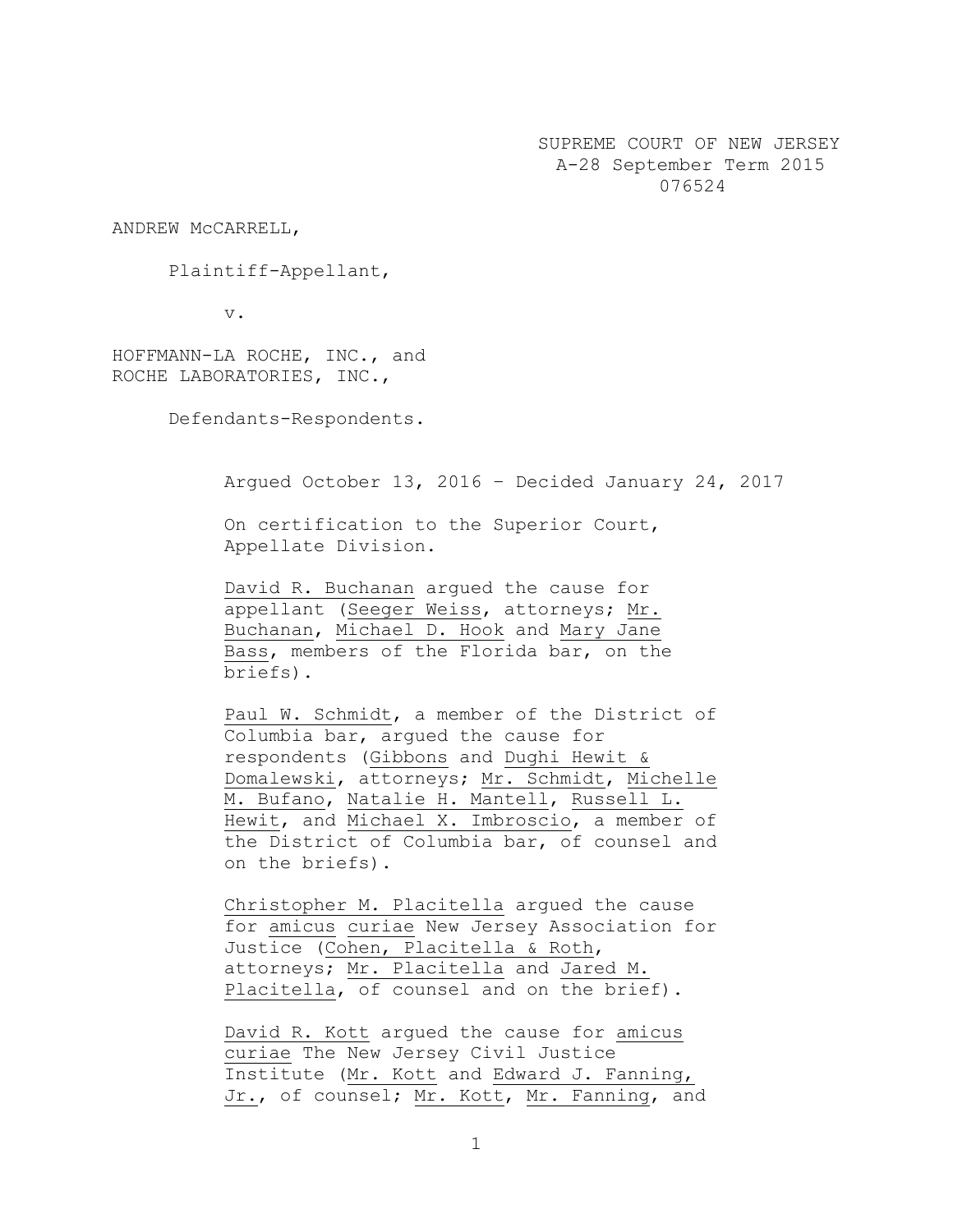SUPREME COURT OF NEW JERSEY
A-28 September Term 2015
076524

ANDREW McCARRELL,

Plaintiff-Appellant,

v.

HOFFMANN-LA ROCHE, INC., and
ROCHE LABORATORIES, INC.,

Defendants-Respondents.

Argued October 13, 2016 – Decided January 24, 2017

On certification to the Superior Court, Appellate Division.

David R. Buchanan argued the cause for appellant (Seeger Weiss, attorneys; Mr. Buchanan, Michael D. Hook and Mary Jane Bass, members of the Florida bar, on the briefs).

Paul W. Schmidt, a member of the District of Columbia bar, argued the cause for respondents (Gibbons and Dughi Hewit & Domalewski, attorneys; Mr. Schmidt, Michelle M. Bufano, Natalie H. Mantell, Russell L. Hewit, and Michael X. Imbroscio, a member of the District of Columbia bar, of counsel and on the briefs).

Christopher M. Placitella argued the cause for amicus curiae New Jersey Association for Justice (Cohen, Placitella & Roth, attorneys; Mr. Placitella and Jared M. Placitella, of counsel and on the brief).

David R. Kott argued the cause for amicus curiae The New Jersey Civil Justice Institute (Mr. Kott and Edward J. Fanning, Jr., of counsel; Mr. Kott, Mr. Fanning, and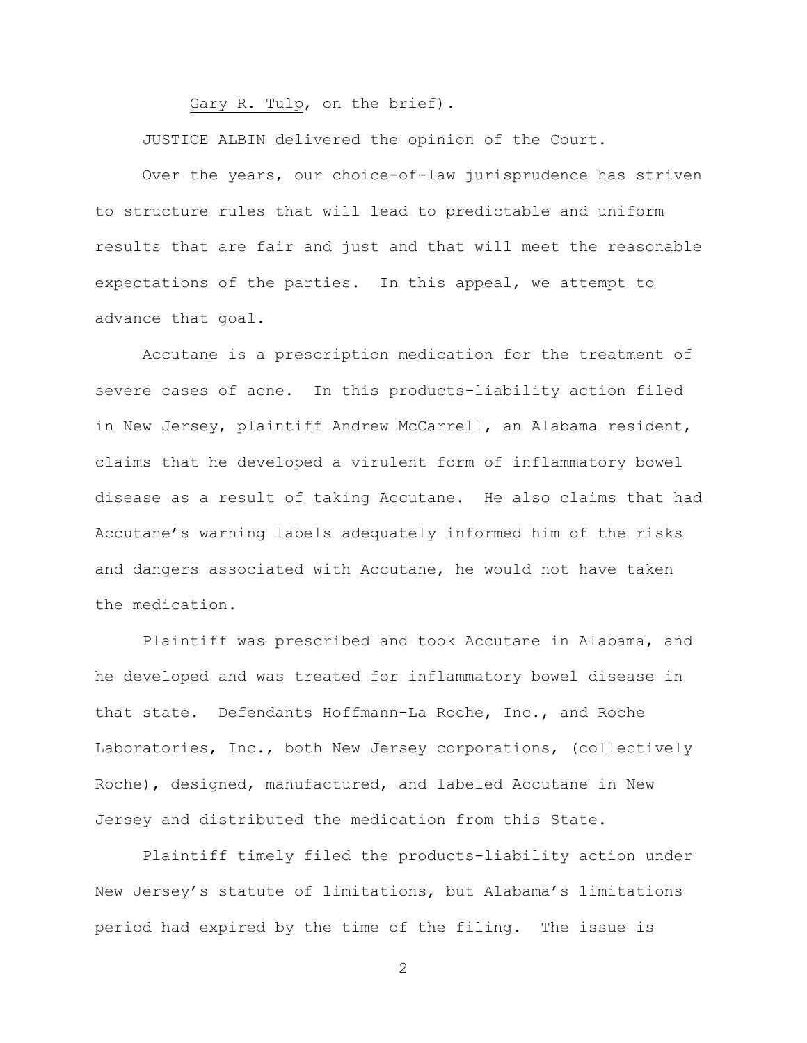Gary R. Tulp, on the brief).

JUSTICE ALBIN delivered the opinion of the Court.

Over the years, our choice-of-law jurisprudence has striven to structure rules that will lead to predictable and uniform results that are fair and just and that will meet the reasonable expectations of the parties. In this appeal, we attempt to advance that goal.

Accutane is a prescription medication for the treatment of severe cases of acne. In this products-liability action filed in New Jersey, plaintiff Andrew McCarrell, an Alabama resident, claims that he developed a virulent form of inflammatory bowel disease as a result of taking Accutane. He also claims that had Accutane's warning labels adequately informed him of the risks and dangers associated with Accutane, he would not have taken the medication.

Plaintiff was prescribed and took Accutane in Alabama, and he developed and was treated for inflammatory bowel disease in that state. Defendants Hoffmann-La Roche, Inc., and Roche Laboratories, Inc., both New Jersey corporations, (collectively Roche), designed, manufactured, and labeled Accutane in New Jersey and distributed the medication from this State.

Plaintiff timely filed the products-liability action under New Jersey's statute of limitations, but Alabama's limitations period had expired by the time of the filing. The issue is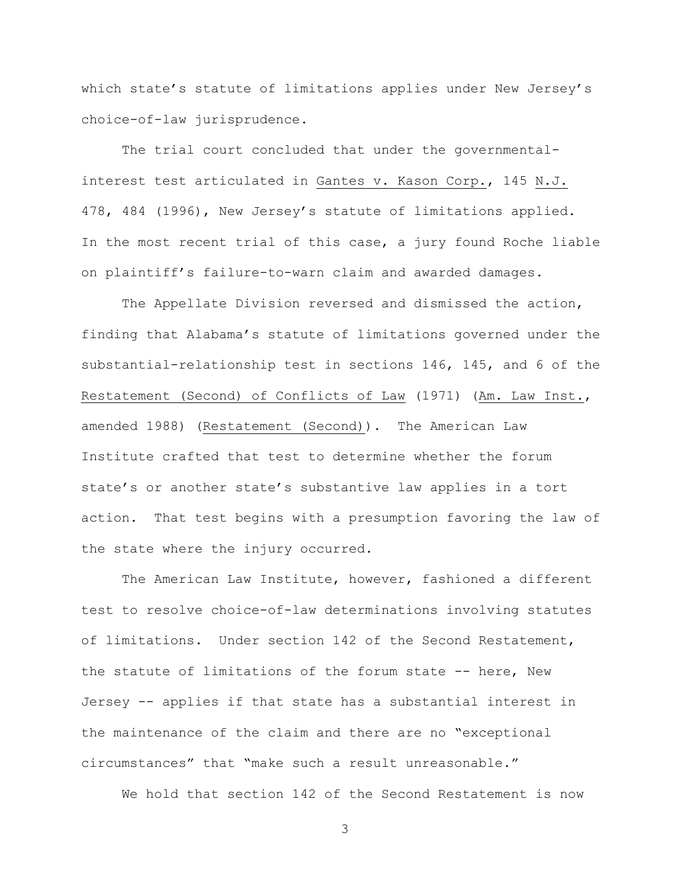which state's statute of limitations applies under New Jersey's choice-of-law jurisprudence.

The trial court concluded that under the governmental-interest test articulated in Gantes v. Kason Corp., 145 N.J. 478, 484 (1996), New Jersey's statute of limitations applied. In the most recent trial of this case, a jury found Roche liable on plaintiff's failure-to-warn claim and awarded damages.

The Appellate Division reversed and dismissed the action, finding that Alabama's statute of limitations governed under the substantial-relationship test in sections 146, 145, and 6 of the Restatement (Second) of Conflicts of Law (1971) (Am. Law Inst., amended 1988) (Restatement (Second)). The American Law Institute crafted that test to determine whether the forum state's or another state's substantive law applies in a tort action. That test begins with a presumption favoring the law of the state where the injury occurred.

The American Law Institute, however, fashioned a different test to resolve choice-of-law determinations involving statutes of limitations. Under section 142 of the Second Restatement, the statute of limitations of the forum state -- here, New Jersey -- applies if that state has a substantial interest in the maintenance of the claim and there are no "exceptional circumstances" that "make such a result unreasonable."

We hold that section 142 of the Second Restatement is now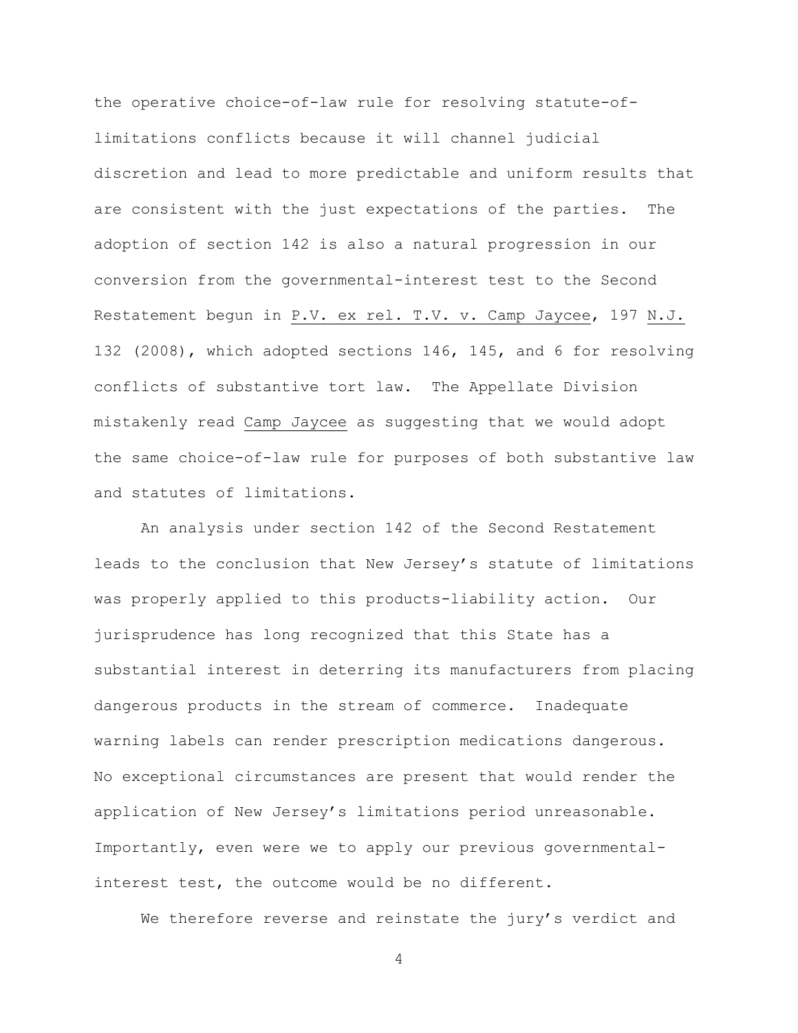the operative choice-of-law rule for resolving statute-of-limitations conflicts because it will channel judicial discretion and lead to more predictable and uniform results that are consistent with the just expectations of the parties. The adoption of section 142 is also a natural progression in our conversion from the governmental-interest test to the Second Restatement begun in P.V. ex rel. T.V. v. Camp Jaycee, 197 N.J. 132 (2008), which adopted sections 146, 145, and 6 for resolving conflicts of substantive tort law. The Appellate Division mistakenly read Camp Jaycee as suggesting that we would adopt the same choice-of-law rule for purposes of both substantive law and statutes of limitations.

An analysis under section 142 of the Second Restatement leads to the conclusion that New Jersey's statute of limitations was properly applied to this products-liability action. Our jurisprudence has long recognized that this State has a substantial interest in deterring its manufacturers from placing dangerous products in the stream of commerce. Inadequate warning labels can render prescription medications dangerous. No exceptional circumstances are present that would render the application of New Jersey's limitations period unreasonable. Importantly, even were we to apply our previous governmental-interest test, the outcome would be no different.

We therefore reverse and reinstate the jury's verdict and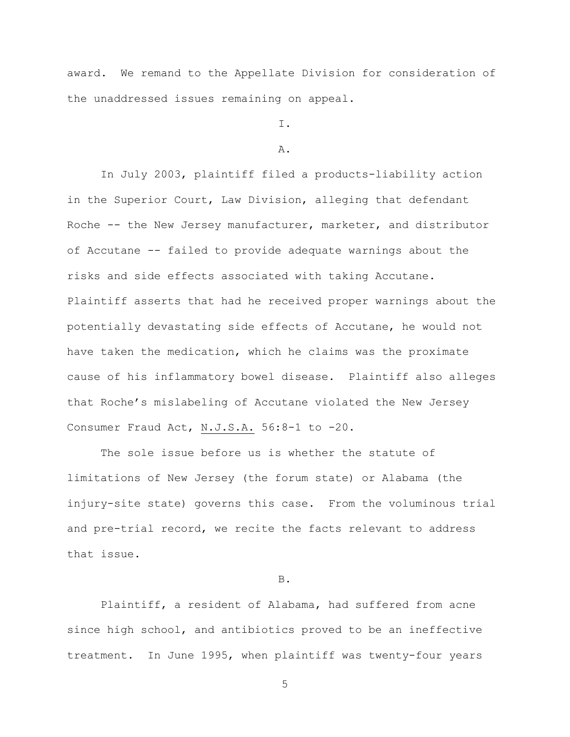award. We remand to the Appellate Division for consideration of the unaddressed issues remaining on appeal.

I.

A.

In July 2003, plaintiff filed a products-liability action in the Superior Court, Law Division, alleging that defendant Roche -- the New Jersey manufacturer, marketer, and distributor of Accutane -- failed to provide adequate warnings about the risks and side effects associated with taking Accutane. Plaintiff asserts that had he received proper warnings about the potentially devastating side effects of Accutane, he would not have taken the medication, which he claims was the proximate cause of his inflammatory bowel disease. Plaintiff also alleges that Roche's mislabeling of Accutane violated the New Jersey Consumer Fraud Act, N.J.S.A. 56:8-1 to -20.

The sole issue before us is whether the statute of limitations of New Jersey (the forum state) or Alabama (the injury-site state) governs this case. From the voluminous trial and pre-trial record, we recite the facts relevant to address that issue.

B.

Plaintiff, a resident of Alabama, had suffered from acne since high school, and antibiotics proved to be an ineffective treatment. In June 1995, when plaintiff was twenty-four years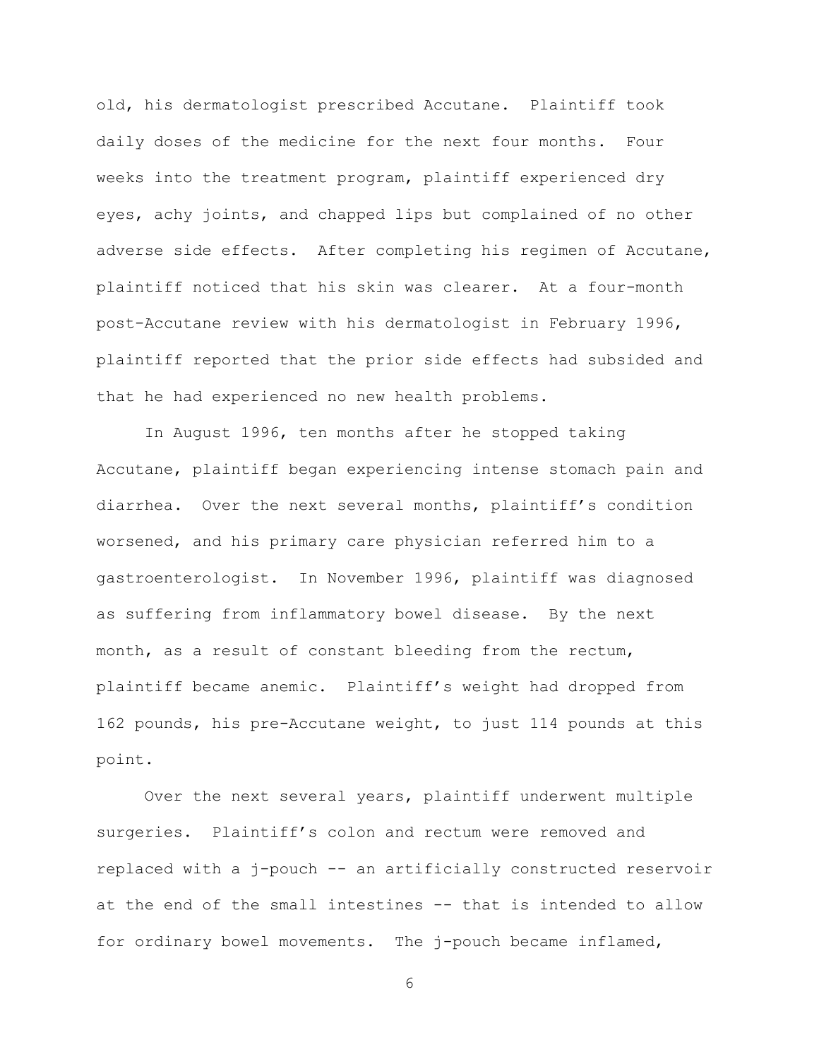old, his dermatologist prescribed Accutane. Plaintiff took daily doses of the medicine for the next four months. Four weeks into the treatment program, plaintiff experienced dry eyes, achy joints, and chapped lips but complained of no other adverse side effects. After completing his regimen of Accutane, plaintiff noticed that his skin was clearer. At a four-month post-Accutane review with his dermatologist in February 1996, plaintiff reported that the prior side effects had subsided and that he had experienced no new health problems.

In August 1996, ten months after he stopped taking Accutane, plaintiff began experiencing intense stomach pain and diarrhea. Over the next several months, plaintiff's condition worsened, and his primary care physician referred him to a gastroenterologist. In November 1996, plaintiff was diagnosed as suffering from inflammatory bowel disease. By the next month, as a result of constant bleeding from the rectum, plaintiff became anemic. Plaintiff's weight had dropped from 162 pounds, his pre-Accutane weight, to just 114 pounds at this point.

Over the next several years, plaintiff underwent multiple surgeries. Plaintiff's colon and rectum were removed and replaced with a j-pouch -- an artificially constructed reservoir at the end of the small intestines -- that is intended to allow for ordinary bowel movements. The j-pouch became inflamed,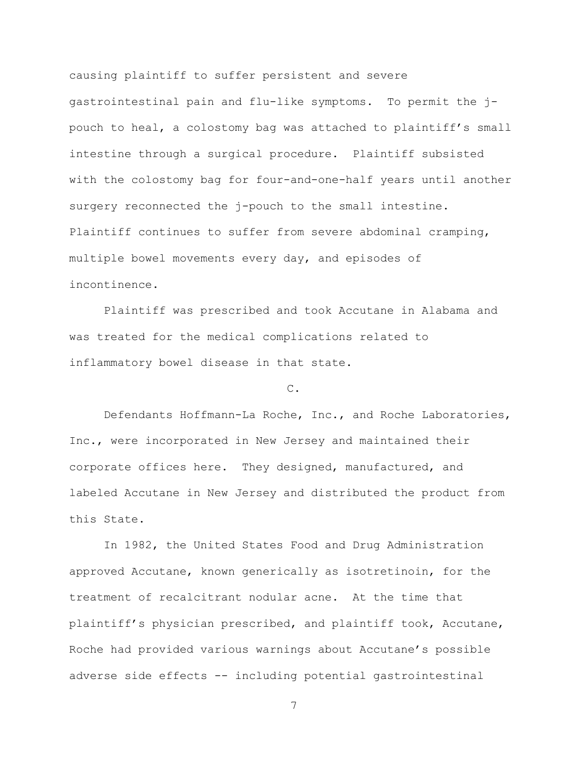causing plaintiff to suffer persistent and severe gastrointestinal pain and flu-like symptoms. To permit the j-pouch to heal, a colostomy bag was attached to plaintiff's small intestine through a surgical procedure. Plaintiff subsisted with the colostomy bag for four-and-one-half years until another surgery reconnected the j-pouch to the small intestine. Plaintiff continues to suffer from severe abdominal cramping, multiple bowel movements every day, and episodes of incontinence.

Plaintiff was prescribed and took Accutane in Alabama and was treated for the medical complications related to inflammatory bowel disease in that state.

C.

Defendants Hoffmann-La Roche, Inc., and Roche Laboratories, Inc., were incorporated in New Jersey and maintained their corporate offices here. They designed, manufactured, and labeled Accutane in New Jersey and distributed the product from this State.

In 1982, the United States Food and Drug Administration approved Accutane, known generically as isotretinoin, for the treatment of recalcitrant nodular acne. At the time that plaintiff's physician prescribed, and plaintiff took, Accutane, Roche had provided various warnings about Accutane's possible adverse side effects -- including potential gastrointestinal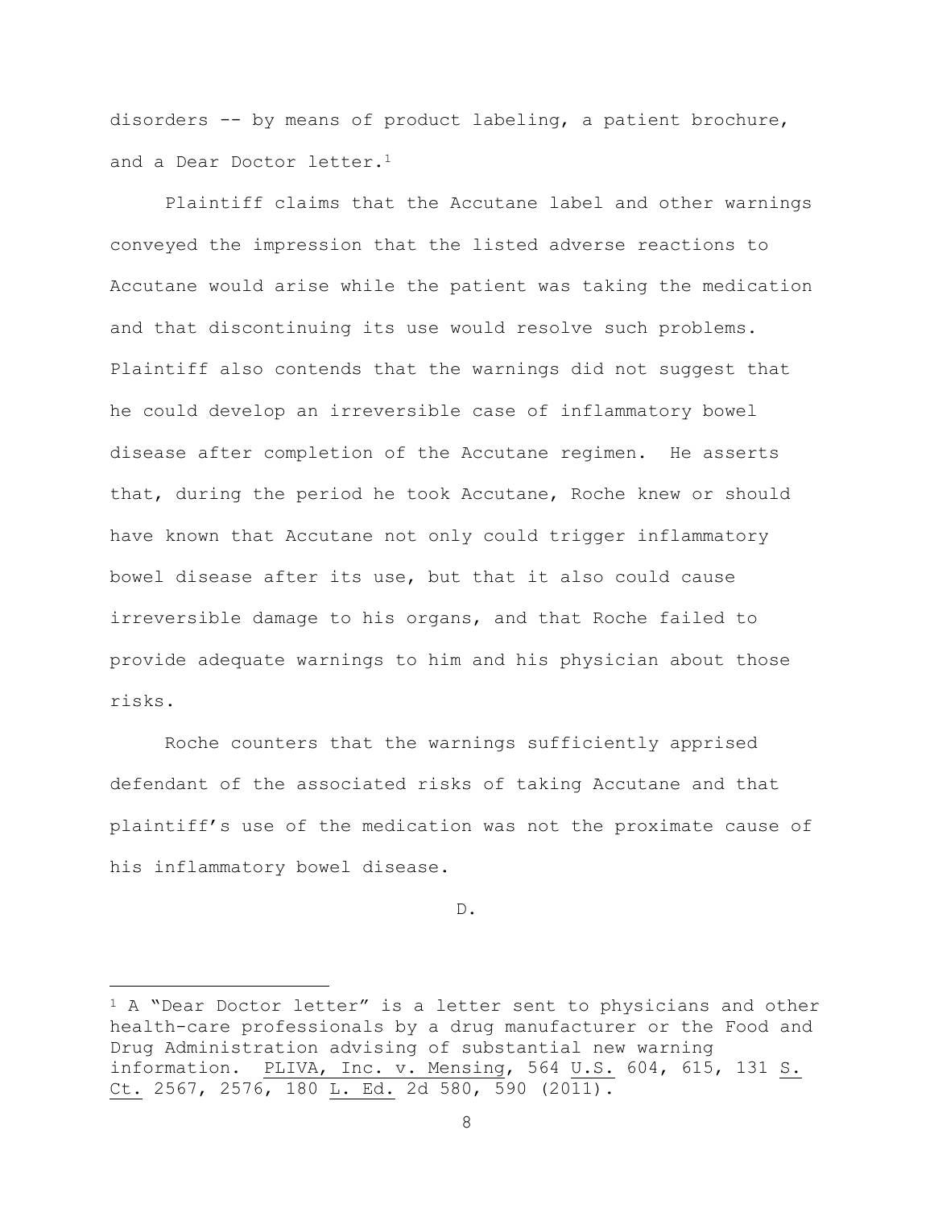disorders -- by means of product labeling, a patient brochure, and a Dear Doctor letter.[1]

Plaintiff claims that the Accutane label and other warnings conveyed the impression that the listed adverse reactions to Accutane would arise while the patient was taking the medication and that discontinuing its use would resolve such problems. Plaintiff also contends that the warnings did not suggest that he could develop an irreversible case of inflammatory bowel disease after completion of the Accutane regimen. He asserts that, during the period he took Accutane, Roche knew or should have known that Accutane not only could trigger inflammatory bowel disease after its use, but that it also could cause irreversible damage to his organs, and that Roche failed to provide adequate warnings to him and his physician about those risks.

Roche counters that the warnings sufficiently apprised defendant of the associated risks of taking Accutane and that plaintiff's use of the medication was not the proximate cause of his inflammatory bowel disease.

D.

---

[1] A "Dear Doctor letter" is a letter sent to physicians and other health-care professionals by a drug manufacturer or the Food and Drug Administration advising of substantial new warning information. PLIVA, Inc. v. Mensing, 564 U.S. 604, 615, 131 S. Ct. 2567, 2576, 180 L. Ed. 2d 580, 590 (2011).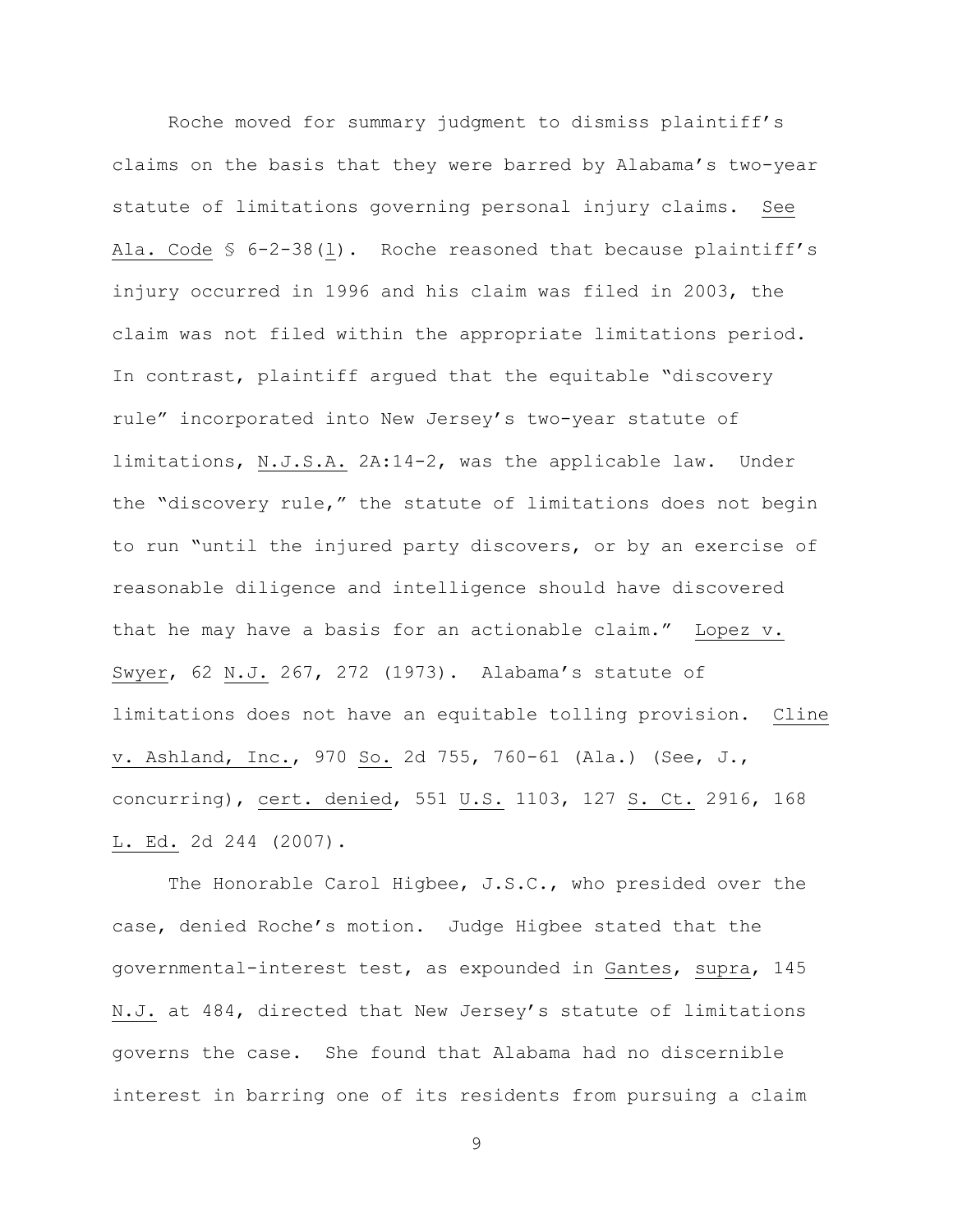Roche moved for summary judgment to dismiss plaintiff's claims on the basis that they were barred by Alabama's two-year statute of limitations governing personal injury claims. See Ala. Code § 6-2-38(l). Roche reasoned that because plaintiff's injury occurred in 1996 and his claim was filed in 2003, the claim was not filed within the appropriate limitations period. In contrast, plaintiff argued that the equitable "discovery rule" incorporated into New Jersey's two-year statute of limitations, N.J.S.A. 2A:14-2, was the applicable law. Under the "discovery rule," the statute of limitations does not begin to run "until the injured party discovers, or by an exercise of reasonable diligence and intelligence should have discovered that he may have a basis for an actionable claim." Lopez v. Swyer, 62 N.J. 267, 272 (1973). Alabama's statute of limitations does not have an equitable tolling provision. Cline v. Ashland, Inc., 970 So. 2d 755, 760-61 (Ala.) (See, J., concurring), cert. denied, 551 U.S. 1103, 127 S. Ct. 2916, 168 L. Ed. 2d 244 (2007).

The Honorable Carol Higbee, J.S.C., who presided over the case, denied Roche's motion. Judge Higbee stated that the governmental-interest test, as expounded in Gantes, supra, 145 N.J. at 484, directed that New Jersey's statute of limitations governs the case. She found that Alabama had no discernible interest in barring one of its residents from pursuing a claim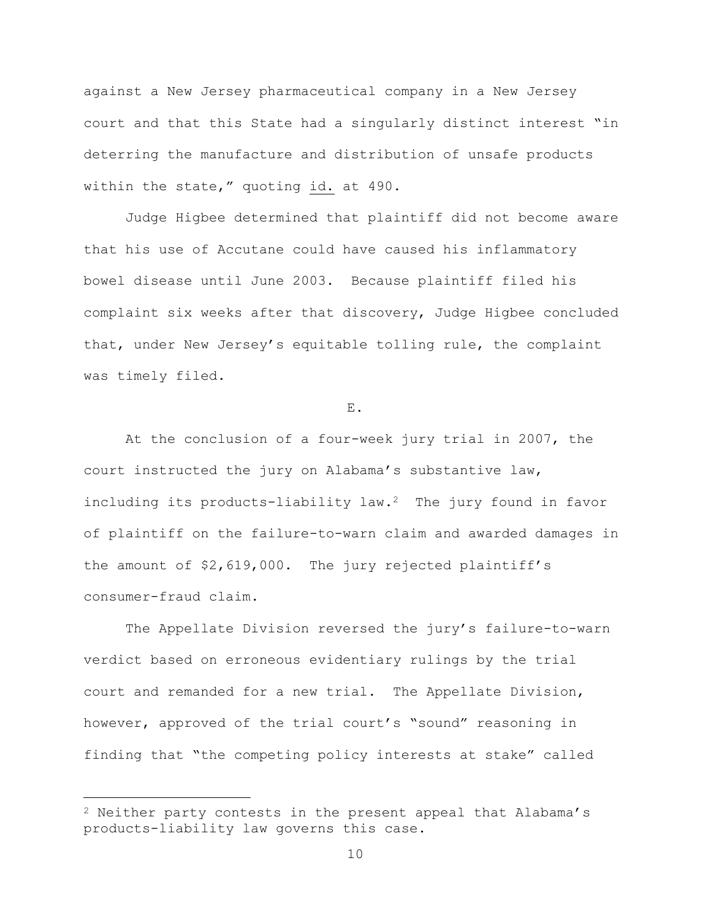against a New Jersey pharmaceutical company in a New Jersey court and that this State had a singularly distinct interest "in deterring the manufacture and distribution of unsafe products within the state," quoting id. at 490.

Judge Higbee determined that plaintiff did not become aware that his use of Accutane could have caused his inflammatory bowel disease until June 2003. Because plaintiff filed his complaint six weeks after that discovery, Judge Higbee concluded that, under New Jersey's equitable tolling rule, the complaint was timely filed.

E.

At the conclusion of a four-week jury trial in 2007, the court instructed the jury on Alabama's substantive law, including its products-liability law.[2] The jury found in favor of plaintiff on the failure-to-warn claim and awarded damages in the amount of $2,619,000. The jury rejected plaintiff's consumer-fraud claim.

The Appellate Division reversed the jury's failure-to-warn verdict based on erroneous evidentiary rulings by the trial court and remanded for a new trial. The Appellate Division, however, approved of the trial court's "sound" reasoning in finding that "the competing policy interests at stake" called

[2] Neither party contests in the present appeal that Alabama's products-liability law governs this case.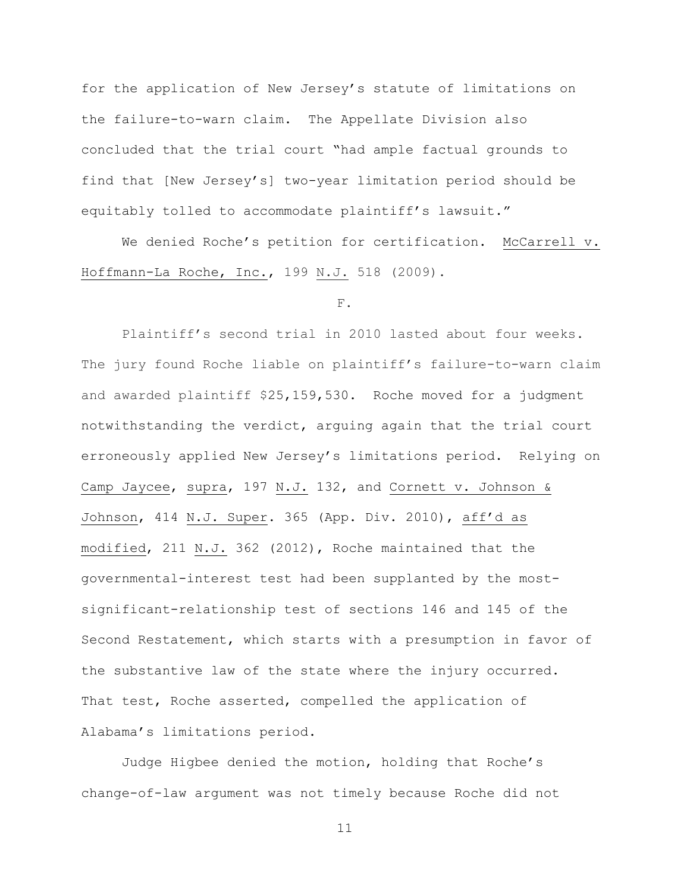for the application of New Jersey's statute of limitations on the failure-to-warn claim. The Appellate Division also concluded that the trial court "had ample factual grounds to find that [New Jersey's] two-year limitation period should be equitably tolled to accommodate plaintiff's lawsuit."

We denied Roche's petition for certification. McCarrell v. Hoffmann-La Roche, Inc., 199 N.J. 518 (2009).

F.

Plaintiff's second trial in 2010 lasted about four weeks. The jury found Roche liable on plaintiff's failure-to-warn claim and awarded plaintiff $25,159,530. Roche moved for a judgment notwithstanding the verdict, arguing again that the trial court erroneously applied New Jersey's limitations period. Relying on Camp Jaycee, supra, 197 N.J. 132, and Cornett v. Johnson & Johnson, 414 N.J. Super. 365 (App. Div. 2010), aff'd as modified, 211 N.J. 362 (2012), Roche maintained that the governmental-interest test had been supplanted by the most-significant-relationship test of sections 146 and 145 of the Second Restatement, which starts with a presumption in favor of the substantive law of the state where the injury occurred. That test, Roche asserted, compelled the application of Alabama's limitations period.

Judge Higbee denied the motion, holding that Roche's change-of-law argument was not timely because Roche did not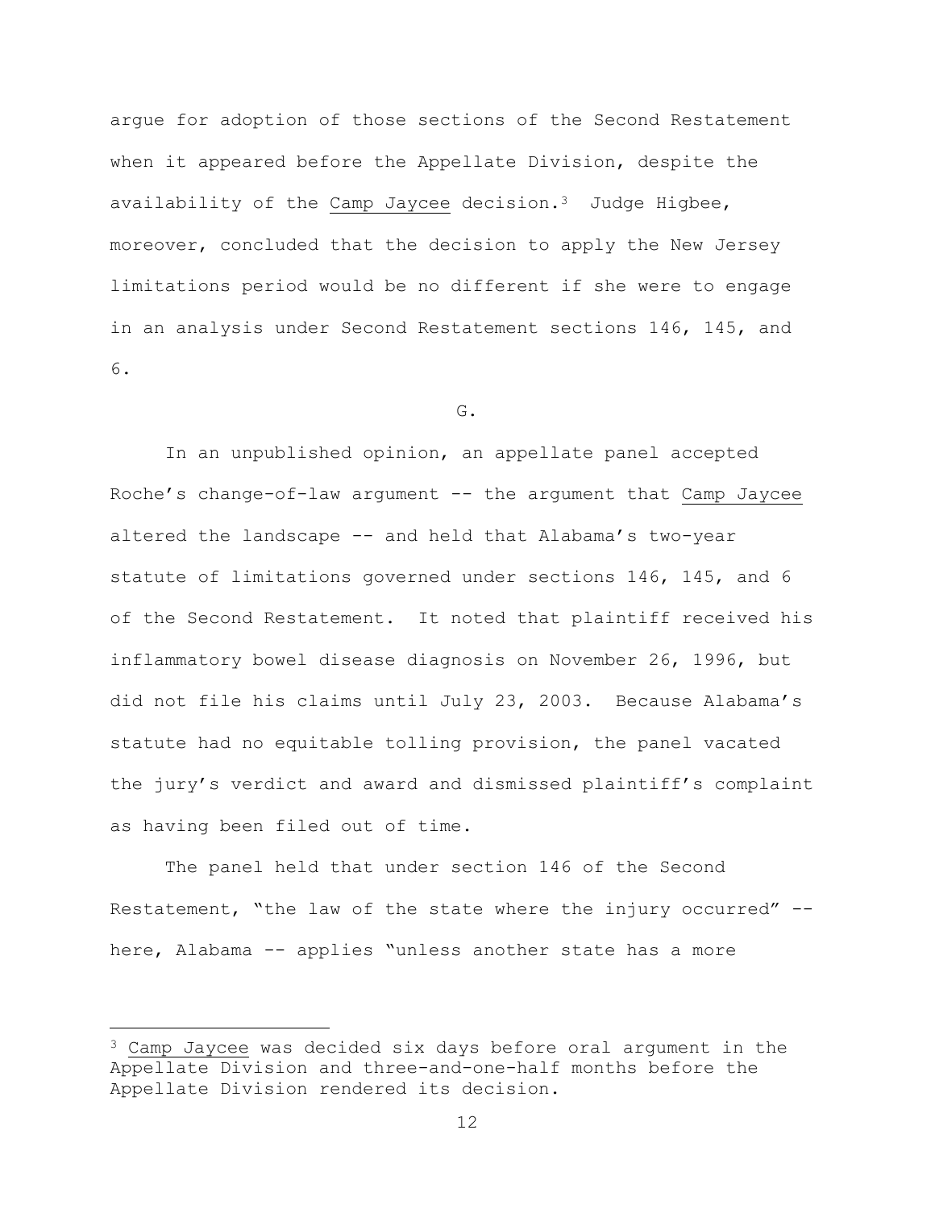argue for adoption of those sections of the Second Restatement when it appeared before the Appellate Division, despite the availability of the Camp Jaycee decision.[3] Judge Higbee, moreover, concluded that the decision to apply the New Jersey limitations period would be no different if she were to engage in an analysis under Second Restatement sections 146, 145, and 6.

G.

In an unpublished opinion, an appellate panel accepted Roche's change-of-law argument -- the argument that Camp Jaycee altered the landscape -- and held that Alabama's two-year statute of limitations governed under sections 146, 145, and 6 of the Second Restatement. It noted that plaintiff received his inflammatory bowel disease diagnosis on November 26, 1996, but did not file his claims until July 23, 2003. Because Alabama's statute had no equitable tolling provision, the panel vacated the jury's verdict and award and dismissed plaintiff's complaint as having been filed out of time.

The panel held that under section 146 of the Second Restatement, "the law of the state where the injury occurred" -- here, Alabama -- applies "unless another state has a more

[3] Camp Jaycee was decided six days before oral argument in the Appellate Division and three-and-one-half months before the Appellate Division rendered its decision.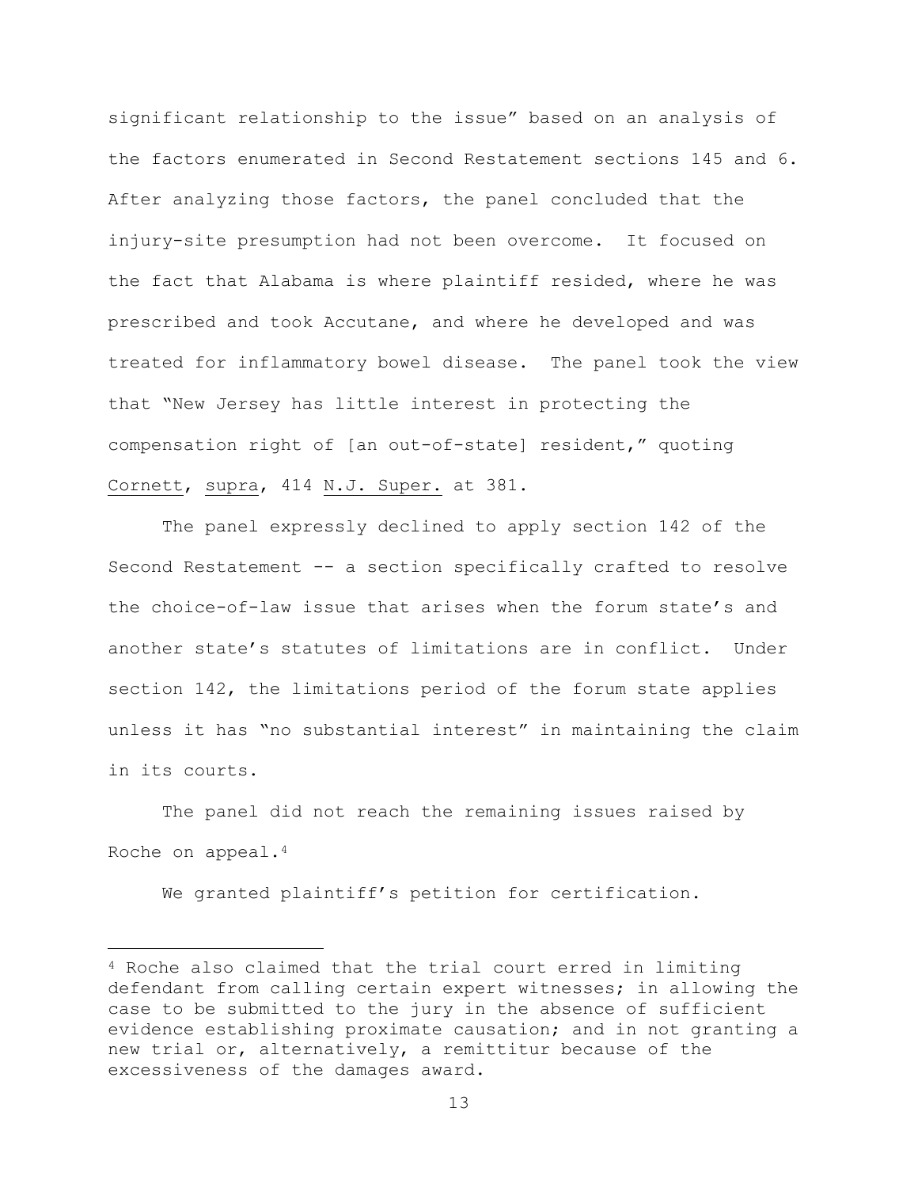significant relationship to the issue" based on an analysis of the factors enumerated in Second Restatement sections 145 and 6. After analyzing those factors, the panel concluded that the injury-site presumption had not been overcome. It focused on the fact that Alabama is where plaintiff resided, where he was prescribed and took Accutane, and where he developed and was treated for inflammatory bowel disease. The panel took the view that "New Jersey has little interest in protecting the compensation right of [an out-of-state] resident," quoting Cornett, supra, 414 N.J. Super. at 381.

The panel expressly declined to apply section 142 of the Second Restatement -- a section specifically crafted to resolve the choice-of-law issue that arises when the forum state's and another state's statutes of limitations are in conflict. Under section 142, the limitations period of the forum state applies unless it has "no substantial interest" in maintaining the claim in its courts.

The panel did not reach the remaining issues raised by Roche on appeal.[4]

We granted plaintiff's petition for certification.

---

[4] Roche also claimed that the trial court erred in limiting defendant from calling certain expert witnesses; in allowing the case to be submitted to the jury in the absence of sufficient evidence establishing proximate causation; and in not granting a new trial or, alternatively, a remittitur because of the excessiveness of the damages award.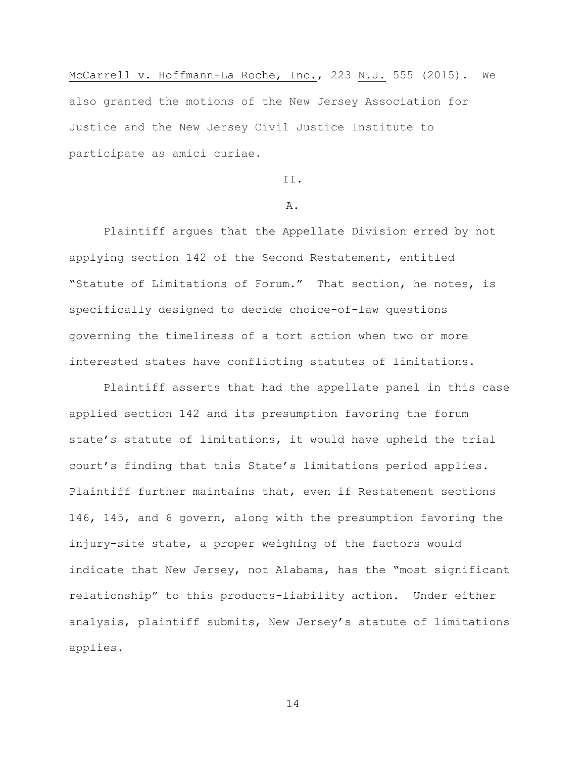McCarrell v. Hoffmann-La Roche, Inc., 223 N.J. 555 (2015). We also granted the motions of the New Jersey Association for Justice and the New Jersey Civil Justice Institute to participate as amici curiae.

## II.

### A.

Plaintiff argues that the Appellate Division erred by not applying section 142 of the Second Restatement, entitled "Statute of Limitations of Forum." That section, he notes, is specifically designed to decide choice-of-law questions governing the timeliness of a tort action when two or more interested states have conflicting statutes of limitations.

Plaintiff asserts that had the appellate panel in this case applied section 142 and its presumption favoring the forum state's statute of limitations, it would have upheld the trial court's finding that this State's limitations period applies. Plaintiff further maintains that, even if Restatement sections 146, 145, and 6 govern, along with the presumption favoring the injury-site state, a proper weighing of the factors would indicate that New Jersey, not Alabama, has the "most significant relationship" to this products-liability action. Under either analysis, plaintiff submits, New Jersey's statute of limitations applies.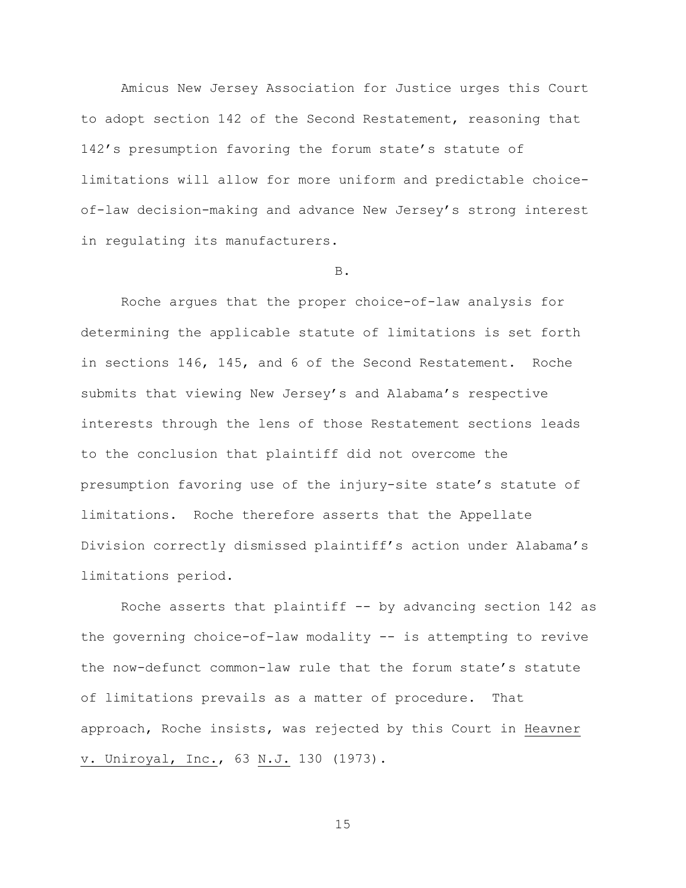Amicus New Jersey Association for Justice urges this Court to adopt section 142 of the Second Restatement, reasoning that 142's presumption favoring the forum state's statute of limitations will allow for more uniform and predictable choice-of-law decision-making and advance New Jersey's strong interest in regulating its manufacturers.

B.

Roche argues that the proper choice-of-law analysis for determining the applicable statute of limitations is set forth in sections 146, 145, and 6 of the Second Restatement. Roche submits that viewing New Jersey's and Alabama's respective interests through the lens of those Restatement sections leads to the conclusion that plaintiff did not overcome the presumption favoring use of the injury-site state's statute of limitations. Roche therefore asserts that the Appellate Division correctly dismissed plaintiff's action under Alabama's limitations period.

Roche asserts that plaintiff -- by advancing section 142 as the governing choice-of-law modality -- is attempting to revive the now-defunct common-law rule that the forum state's statute of limitations prevails as a matter of procedure. That approach, Roche insists, was rejected by this Court in Heavner v. Uniroyal, Inc., 63 N.J. 130 (1973).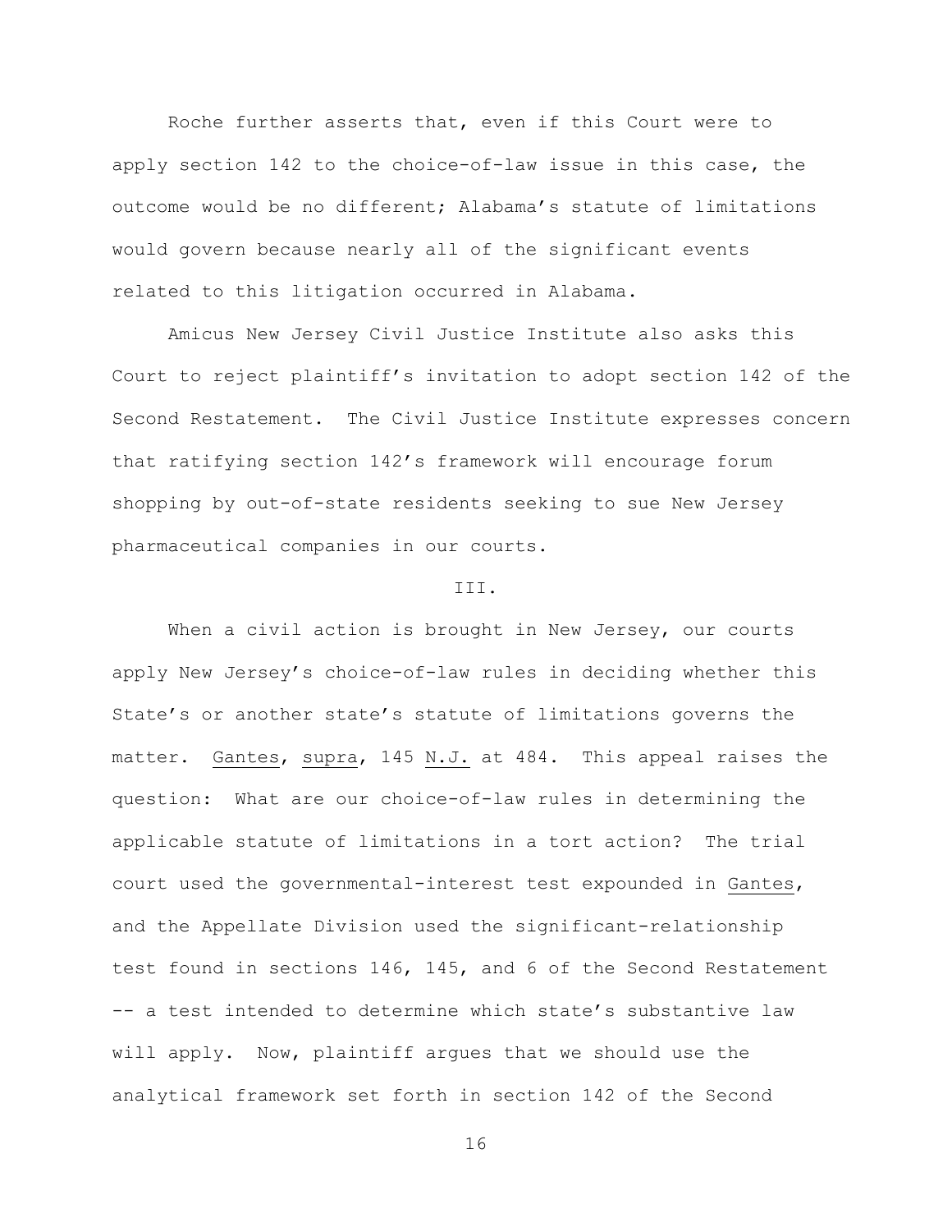Roche further asserts that, even if this Court were to apply section 142 to the choice-of-law issue in this case, the outcome would be no different; Alabama's statute of limitations would govern because nearly all of the significant events related to this litigation occurred in Alabama.

Amicus New Jersey Civil Justice Institute also asks this Court to reject plaintiff's invitation to adopt section 142 of the Second Restatement. The Civil Justice Institute expresses concern that ratifying section 142's framework will encourage forum shopping by out-of-state residents seeking to sue New Jersey pharmaceutical companies in our courts.

## III.

When a civil action is brought in New Jersey, our courts apply New Jersey's choice-of-law rules in deciding whether this State's or another state's statute of limitations governs the matter. Gantes, supra, 145 N.J. at 484. This appeal raises the question: What are our choice-of-law rules in determining the applicable statute of limitations in a tort action? The trial court used the governmental-interest test expounded in Gantes, and the Appellate Division used the significant-relationship test found in sections 146, 145, and 6 of the Second Restatement -- a test intended to determine which state's substantive law will apply. Now, plaintiff argues that we should use the analytical framework set forth in section 142 of the Second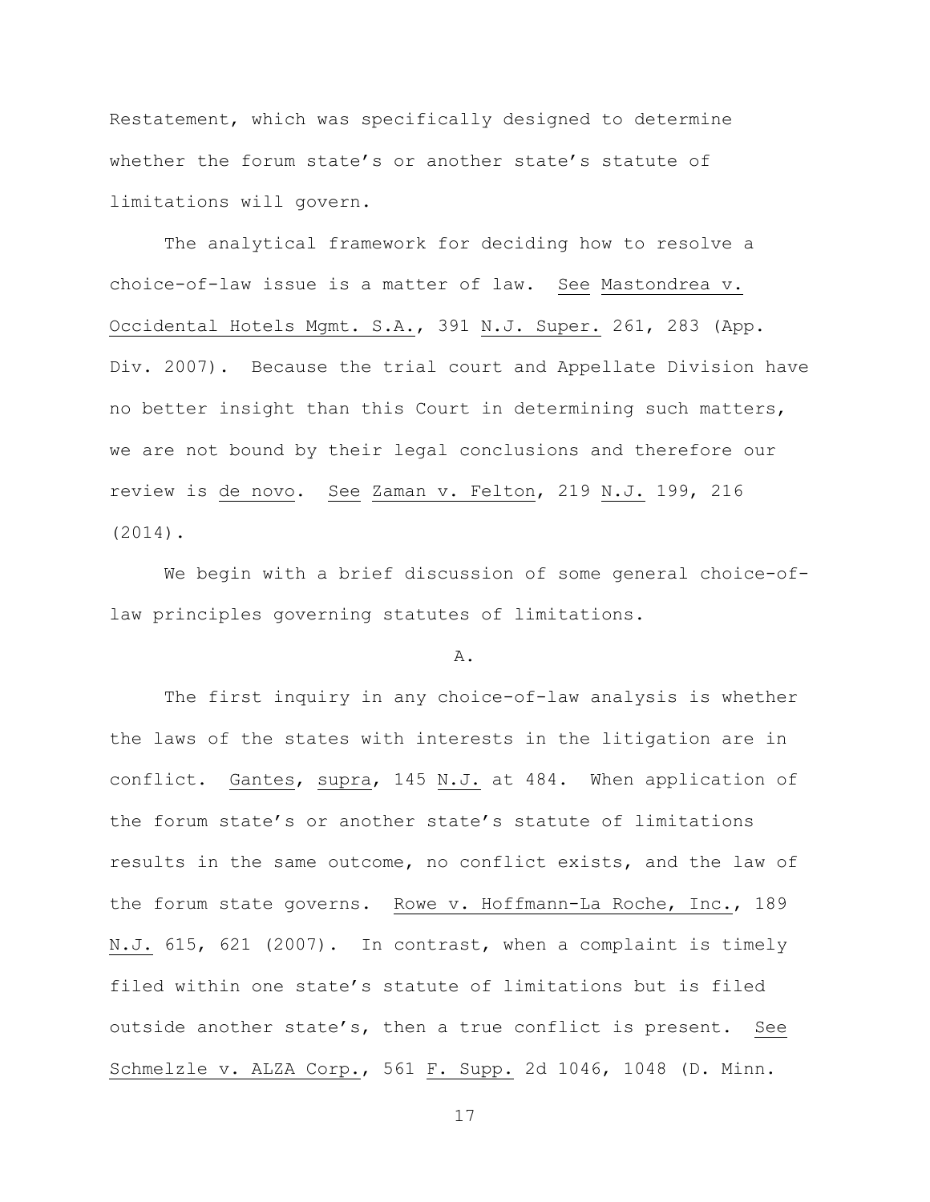Restatement, which was specifically designed to determine whether the forum state's or another state's statute of limitations will govern.

The analytical framework for deciding how to resolve a choice-of-law issue is a matter of law. See Mastondrea v. Occidental Hotels Mgmt. S.A., 391 N.J. Super. 261, 283 (App. Div. 2007). Because the trial court and Appellate Division have no better insight than this Court in determining such matters, we are not bound by their legal conclusions and therefore our review is *de novo*. See Zaman v. Felton, 219 N.J. 199, 216 (2014).

We begin with a brief discussion of some general choice-of-law principles governing statutes of limitations.

### A.

The first inquiry in any choice-of-law analysis is whether the laws of the states with interests in the litigation are in conflict. Gantes, *supra*, 145 N.J. at 484. When application of the forum state's or another state's statute of limitations results in the same outcome, no conflict exists, and the law of the forum state governs. Rowe v. Hoffmann-La Roche, Inc., 189 N.J. 615, 621 (2007). In contrast, when a complaint is timely filed within one state's statute of limitations but is filed outside another state's, then a true conflict is present. See Schmelzle v. ALZA Corp., 561 F. Supp. 2d 1046, 1048 (D. Minn.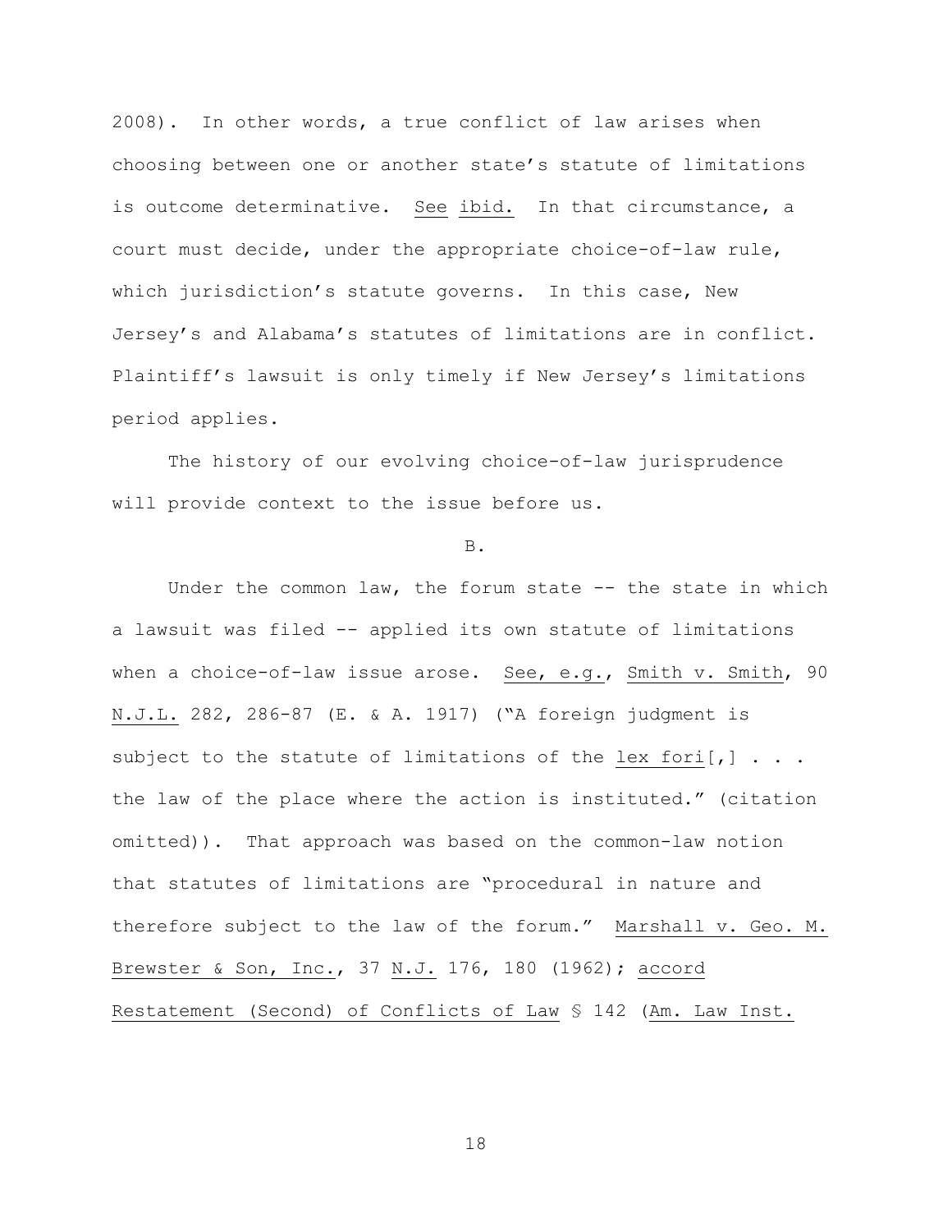2008). In other words, a true conflict of law arises when choosing between one or another state's statute of limitations is outcome determinative. See ibid. In that circumstance, a court must decide, under the appropriate choice-of-law rule, which jurisdiction's statute governs. In this case, New Jersey's and Alabama's statutes of limitations are in conflict. Plaintiff's lawsuit is only timely if New Jersey's limitations period applies.

The history of our evolving choice-of-law jurisprudence will provide context to the issue before us.

B.

Under the common law, the forum state -- the state in which a lawsuit was filed -- applied its own statute of limitations when a choice-of-law issue arose. See, e.g., Smith v. Smith, 90 N.J.L. 282, 286-87 (E. & A. 1917) ("A foreign judgment is subject to the statute of limitations of the lex fori[,] . . . the law of the place where the action is instituted." (citation omitted)). That approach was based on the common-law notion that statutes of limitations are "procedural in nature and therefore subject to the law of the forum." Marshall v. Geo. M. Brewster & Son, Inc., 37 N.J. 176, 180 (1962); accord Restatement (Second) of Conflicts of Law § 142 (Am. Law Inst.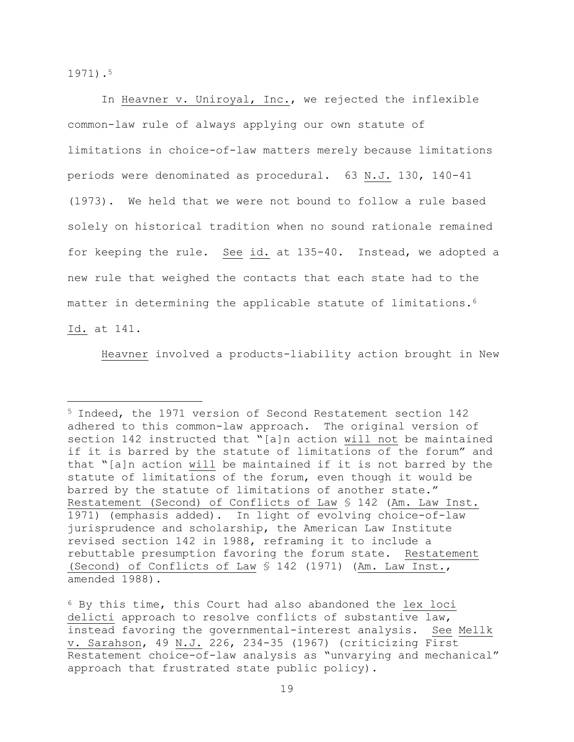1971).[5]

In Heavner v. Uniroyal, Inc., we rejected the inflexible common-law rule of always applying our own statute of limitations in choice-of-law matters merely because limitations periods were denominated as procedural. 63 N.J. 130, 140-41 (1973). We held that we were not bound to follow a rule based solely on historical tradition when no sound rationale remained for keeping the rule. See id. at 135-40. Instead, we adopted a new rule that weighed the contacts that each state had to the matter in determining the applicable statute of limitations.[6] Id. at 141.

Heavner involved a products-liability action brought in New

---

[5] Indeed, the 1971 version of Second Restatement section 142 adhered to this common-law approach. The original version of section 142 instructed that "[a]n action will not be maintained if it is barred by the statute of limitations of the forum" and that "[a]n action will be maintained if it is not barred by the statute of limitations of the forum, even though it would be barred by the statute of limitations of another state." Restatement (Second) of Conflicts of Law § 142 (Am. Law Inst. 1971) (emphasis added). In light of evolving choice-of-law jurisprudence and scholarship, the American Law Institute revised section 142 in 1988, reframing it to include a rebuttable presumption favoring the forum state. Restatement (Second) of Conflicts of Law § 142 (1971) (Am. Law Inst., amended 1988).

[6] By this time, this Court had also abandoned the lex loci delicti approach to resolve conflicts of substantive law, instead favoring the governmental-interest analysis. See Mellk v. Sarahson, 49 N.J. 226, 234-35 (1967) (criticizing First Restatement choice-of-law analysis as "unvarying and mechanical" approach that frustrated state public policy).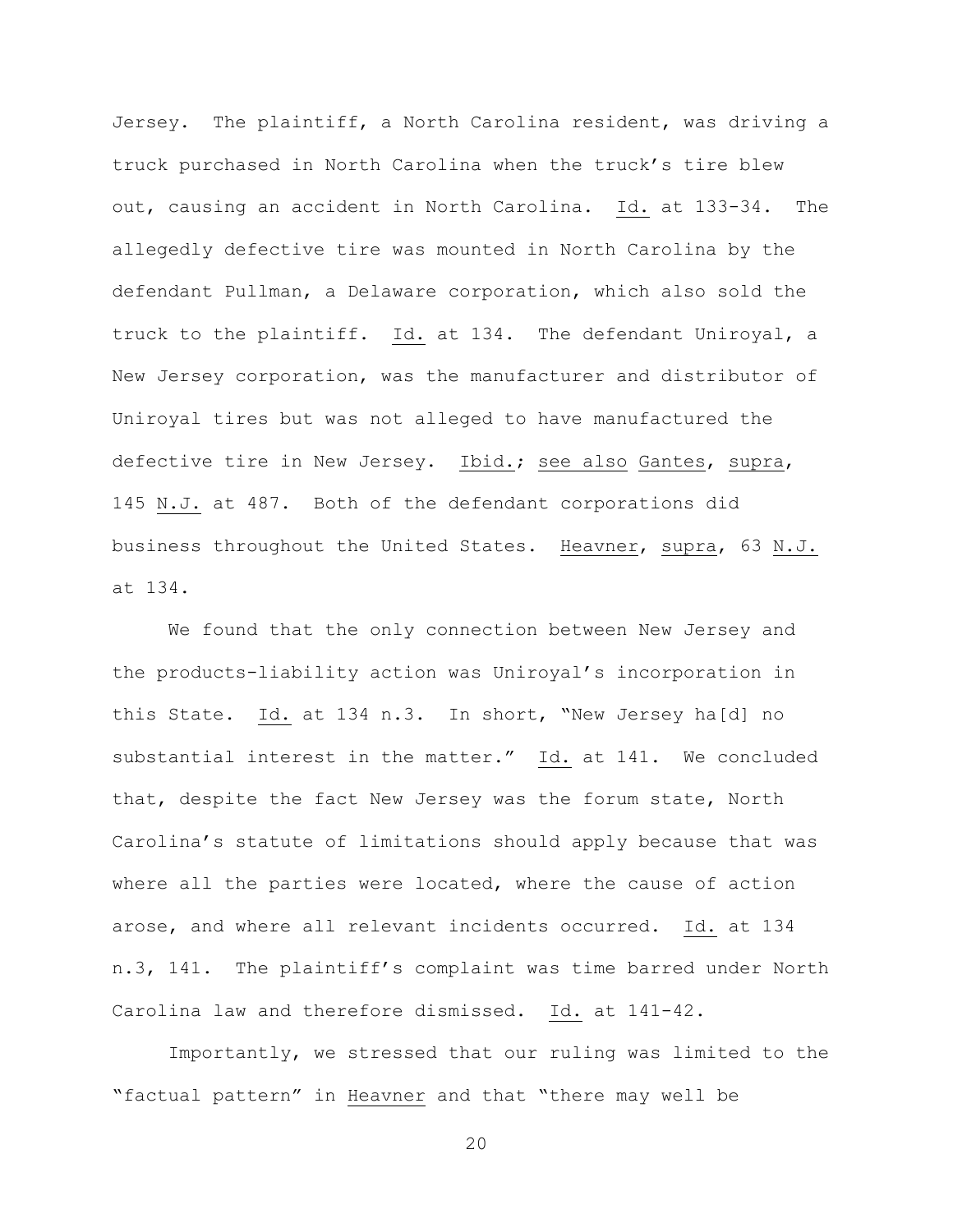Jersey. The plaintiff, a North Carolina resident, was driving a truck purchased in North Carolina when the truck's tire blew out, causing an accident in North Carolina. Id. at 133-34. The allegedly defective tire was mounted in North Carolina by the defendant Pullman, a Delaware corporation, which also sold the truck to the plaintiff. Id. at 134. The defendant Uniroyal, a New Jersey corporation, was the manufacturer and distributor of Uniroyal tires but was not alleged to have manufactured the defective tire in New Jersey. Ibid.; see also Gantes, supra, 145 N.J. at 487. Both of the defendant corporations did business throughout the United States. Heavner, supra, 63 N.J. at 134.

We found that the only connection between New Jersey and the products-liability action was Uniroyal's incorporation in this State. Id. at 134 n.3. In short, "New Jersey ha[d] no substantial interest in the matter." Id. at 141. We concluded that, despite the fact New Jersey was the forum state, North Carolina's statute of limitations should apply because that was where all the parties were located, where the cause of action arose, and where all relevant incidents occurred. Id. at 134 n.3, 141. The plaintiff's complaint was time barred under North Carolina law and therefore dismissed. Id. at 141-42.

Importantly, we stressed that our ruling was limited to the "factual pattern" in Heavner and that "there may well be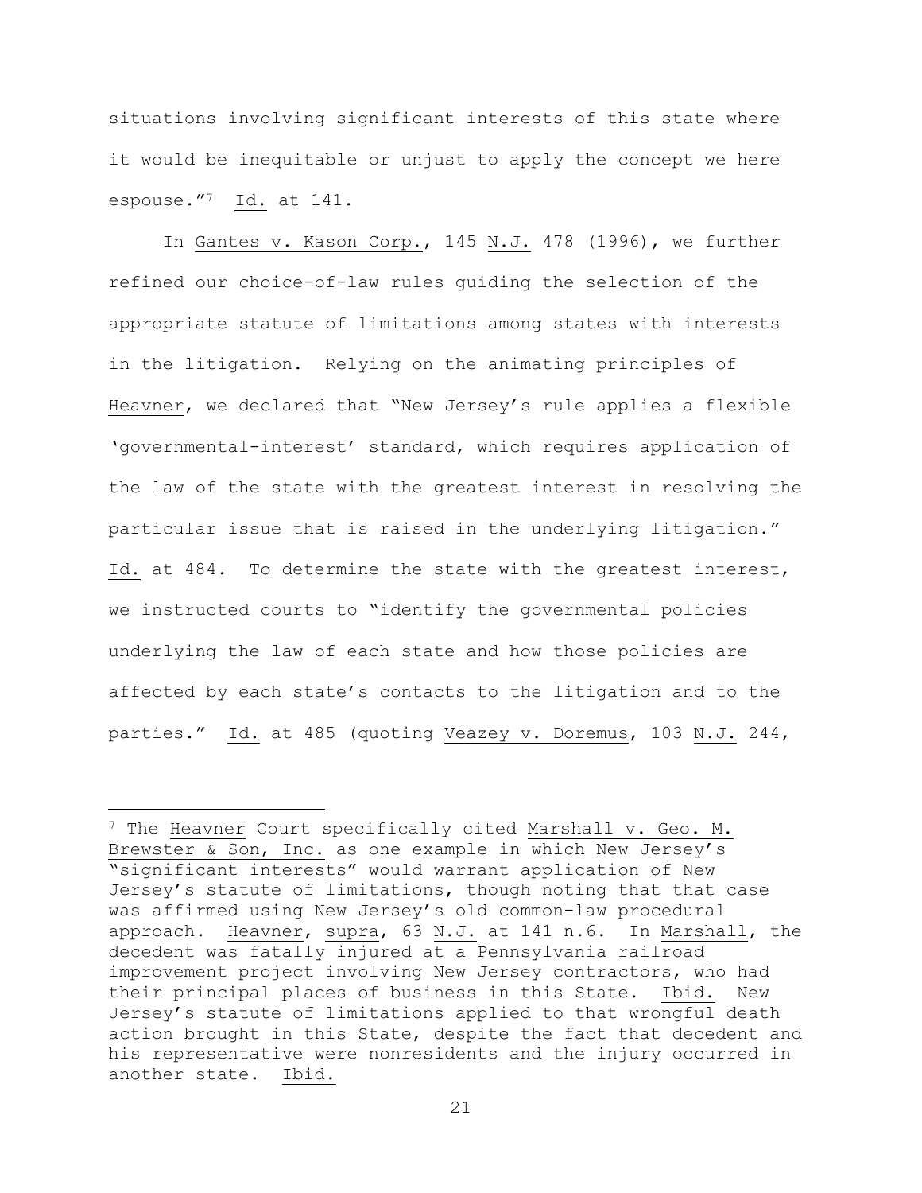situations involving significant interests of this state where it would be inequitable or unjust to apply the concept we here espouse."[7] Id. at 141.

In Gantes v. Kason Corp., 145 N.J. 478 (1996), we further refined our choice-of-law rules guiding the selection of the appropriate statute of limitations among states with interests in the litigation. Relying on the animating principles of Heavner, we declared that "New Jersey's rule applies a flexible 'governmental-interest' standard, which requires application of the law of the state with the greatest interest in resolving the particular issue that is raised in the underlying litigation." Id. at 484. To determine the state with the greatest interest, we instructed courts to "identify the governmental policies underlying the law of each state and how those policies are affected by each state's contacts to the litigation and to the parties." Id. at 485 (quoting Veazey v. Doremus, 103 N.J. 244,

---

[7] The Heavner Court specifically cited Marshall v. Geo. M. Brewster & Son, Inc. as one example in which New Jersey's "significant interests" would warrant application of New Jersey's statute of limitations, though noting that that case was affirmed using New Jersey's old common-law procedural approach. Heavner, supra, 63 N.J. at 141 n.6. In Marshall, the decedent was fatally injured at a Pennsylvania railroad improvement project involving New Jersey contractors, who had their principal places of business in this State. Ibid. New Jersey's statute of limitations applied to that wrongful death action brought in this State, despite the fact that decedent and his representative were nonresidents and the injury occurred in another state. Ibid.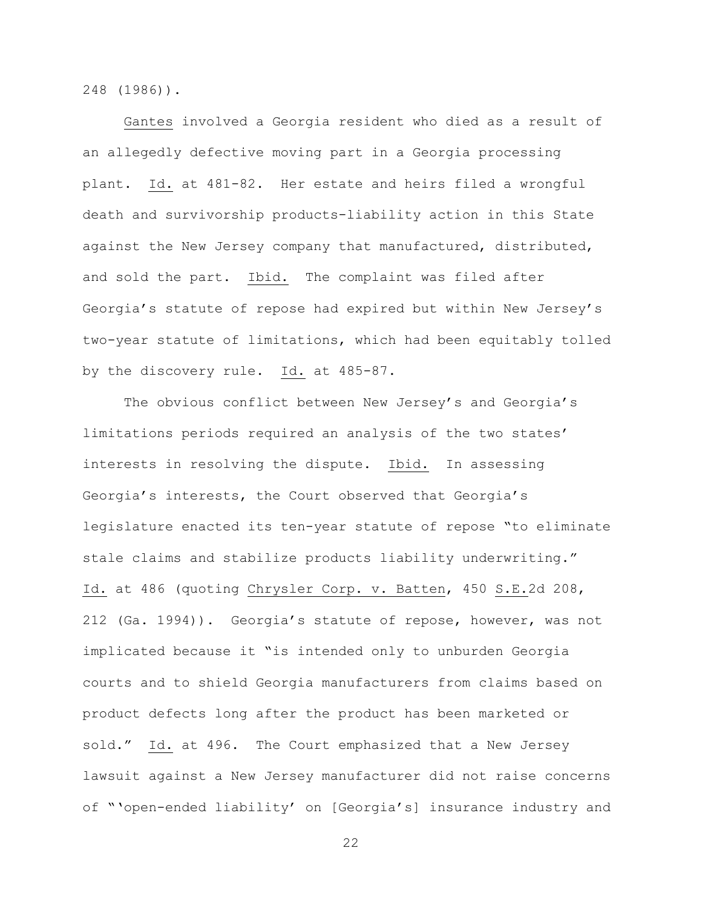248 (1986)).

Gantes involved a Georgia resident who died as a result of an allegedly defective moving part in a Georgia processing plant. Id. at 481-82. Her estate and heirs filed a wrongful death and survivorship products-liability action in this State against the New Jersey company that manufactured, distributed, and sold the part. Ibid. The complaint was filed after Georgia's statute of repose had expired but within New Jersey's two-year statute of limitations, which had been equitably tolled by the discovery rule. Id. at 485-87.

The obvious conflict between New Jersey's and Georgia's limitations periods required an analysis of the two states' interests in resolving the dispute. Ibid. In assessing Georgia's interests, the Court observed that Georgia's legislature enacted its ten-year statute of repose "to eliminate stale claims and stabilize products liability underwriting." Id. at 486 (quoting Chrysler Corp. v. Batten, 450 S.E.2d 208, 212 (Ga. 1994)). Georgia's statute of repose, however, was not implicated because it "is intended only to unburden Georgia courts and to shield Georgia manufacturers from claims based on product defects long after the product has been marketed or sold." Id. at 496. The Court emphasized that a New Jersey lawsuit against a New Jersey manufacturer did not raise concerns of "'open-ended liability' on [Georgia's] insurance industry and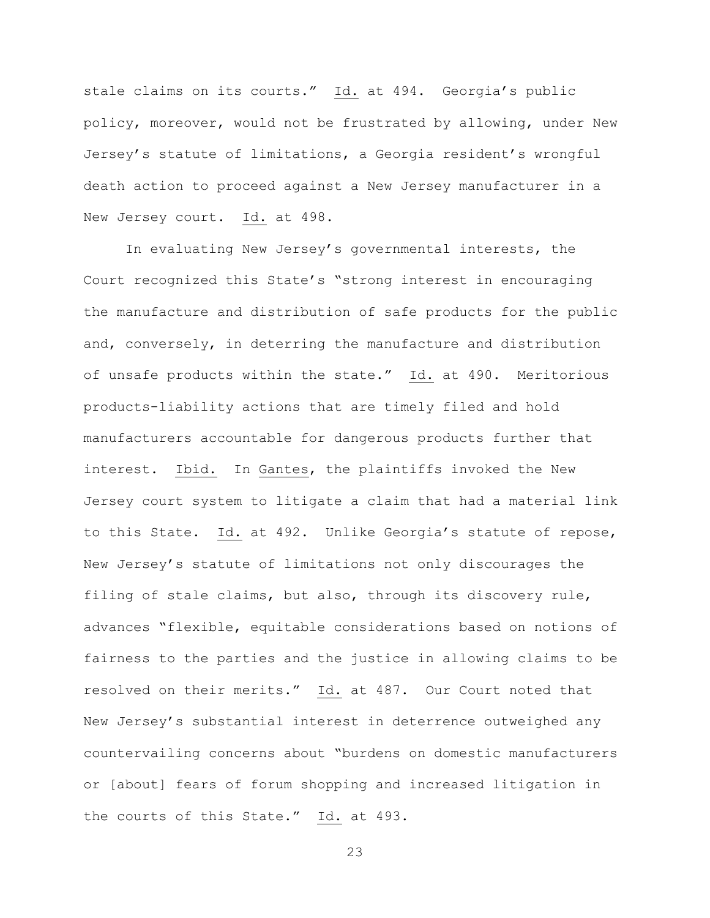stale claims on its courts." Id. at 494. Georgia's public policy, moreover, would not be frustrated by allowing, under New Jersey's statute of limitations, a Georgia resident's wrongful death action to proceed against a New Jersey manufacturer in a New Jersey court. Id. at 498.

In evaluating New Jersey's governmental interests, the Court recognized this State's "strong interest in encouraging the manufacture and distribution of safe products for the public and, conversely, in deterring the manufacture and distribution of unsafe products within the state." Id. at 490. Meritorious products-liability actions that are timely filed and hold manufacturers accountable for dangerous products further that interest. Ibid. In Gantes, the plaintiffs invoked the New Jersey court system to litigate a claim that had a material link to this State. Id. at 492. Unlike Georgia's statute of repose, New Jersey's statute of limitations not only discourages the filing of stale claims, but also, through its discovery rule, advances "flexible, equitable considerations based on notions of fairness to the parties and the justice in allowing claims to be resolved on their merits." Id. at 487. Our Court noted that New Jersey's substantial interest in deterrence outweighed any countervailing concerns about "burdens on domestic manufacturers or [about] fears of forum shopping and increased litigation in the courts of this State." Id. at 493.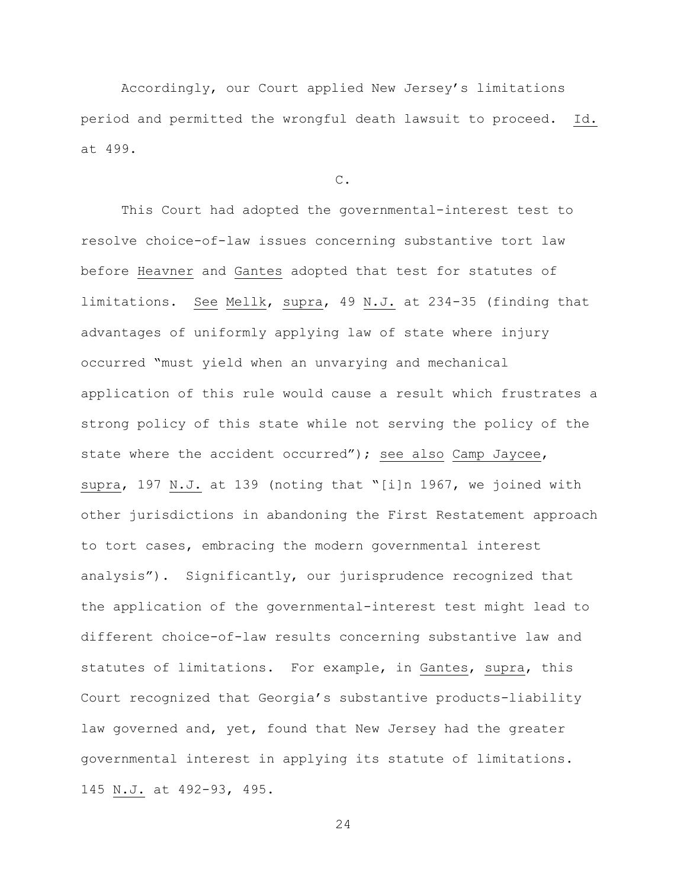Accordingly, our Court applied New Jersey's limitations period and permitted the wrongful death lawsuit to proceed. Id. at 499.

C.

This Court had adopted the governmental-interest test to resolve choice-of-law issues concerning substantive tort law before Heavner and Gantes adopted that test for statutes of limitations. See Mellk, supra, 49 N.J. at 234-35 (finding that advantages of uniformly applying law of state where injury occurred "must yield when an unvarying and mechanical application of this rule would cause a result which frustrates a strong policy of this state while not serving the policy of the state where the accident occurred"); see also Camp Jaycee, supra, 197 N.J. at 139 (noting that "[i]n 1967, we joined with other jurisdictions in abandoning the First Restatement approach to tort cases, embracing the modern governmental interest analysis"). Significantly, our jurisprudence recognized that the application of the governmental-interest test might lead to different choice-of-law results concerning substantive law and statutes of limitations. For example, in Gantes, supra, this Court recognized that Georgia's substantive products-liability law governed and, yet, found that New Jersey had the greater governmental interest in applying its statute of limitations. 145 N.J. at 492-93, 495.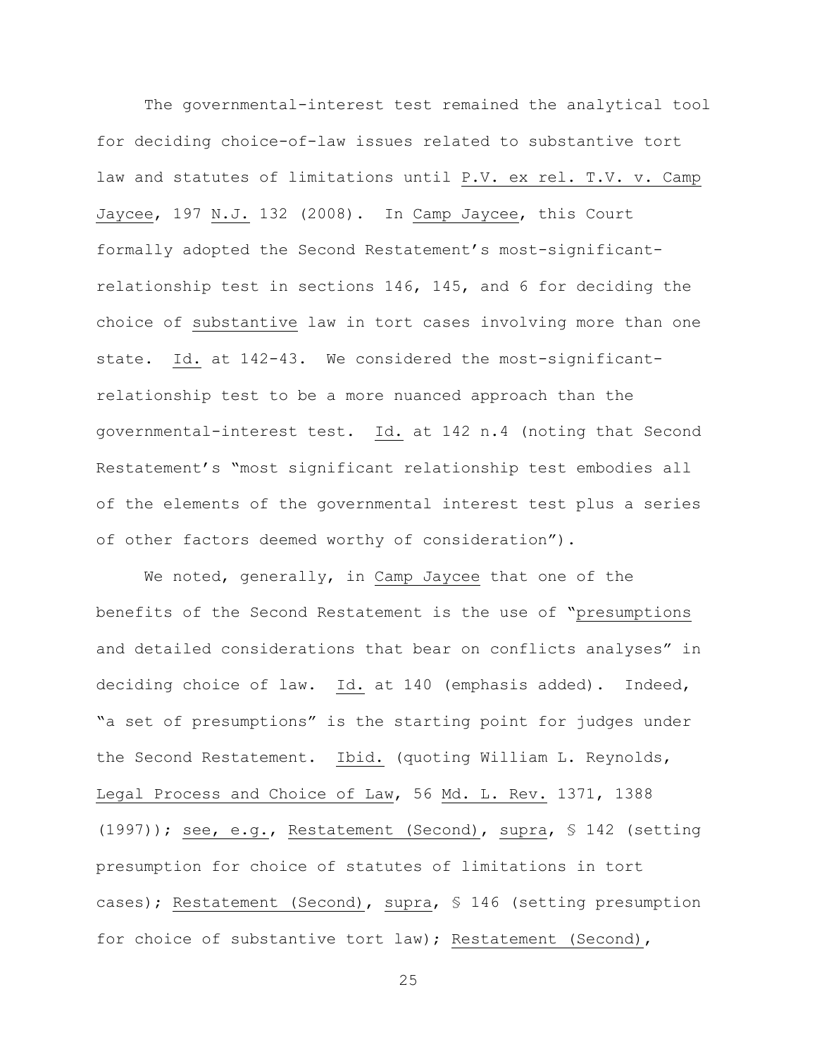The governmental-interest test remained the analytical tool for deciding choice-of-law issues related to substantive tort law and statutes of limitations until P.V. ex rel. T.V. v. Camp Jaycee, 197 N.J. 132 (2008). In Camp Jaycee, this Court formally adopted the Second Restatement's most-significant-relationship test in sections 146, 145, and 6 for deciding the choice of substantive law in tort cases involving more than one state. Id. at 142-43. We considered the most-significant-relationship test to be a more nuanced approach than the governmental-interest test. Id. at 142 n.4 (noting that Second Restatement's "most significant relationship test embodies all of the elements of the governmental interest test plus a series of other factors deemed worthy of consideration").

We noted, generally, in Camp Jaycee that one of the benefits of the Second Restatement is the use of "presumptions and detailed considerations that bear on conflicts analyses" in deciding choice of law. Id. at 140 (emphasis added). Indeed, "a set of presumptions" is the starting point for judges under the Second Restatement. Ibid. (quoting William L. Reynolds, Legal Process and Choice of Law, 56 Md. L. Rev. 1371, 1388 (1997)); see, e.g., Restatement (Second), supra, § 142 (setting presumption for choice of statutes of limitations in tort cases); Restatement (Second), supra, § 146 (setting presumption for choice of substantive tort law); Restatement (Second),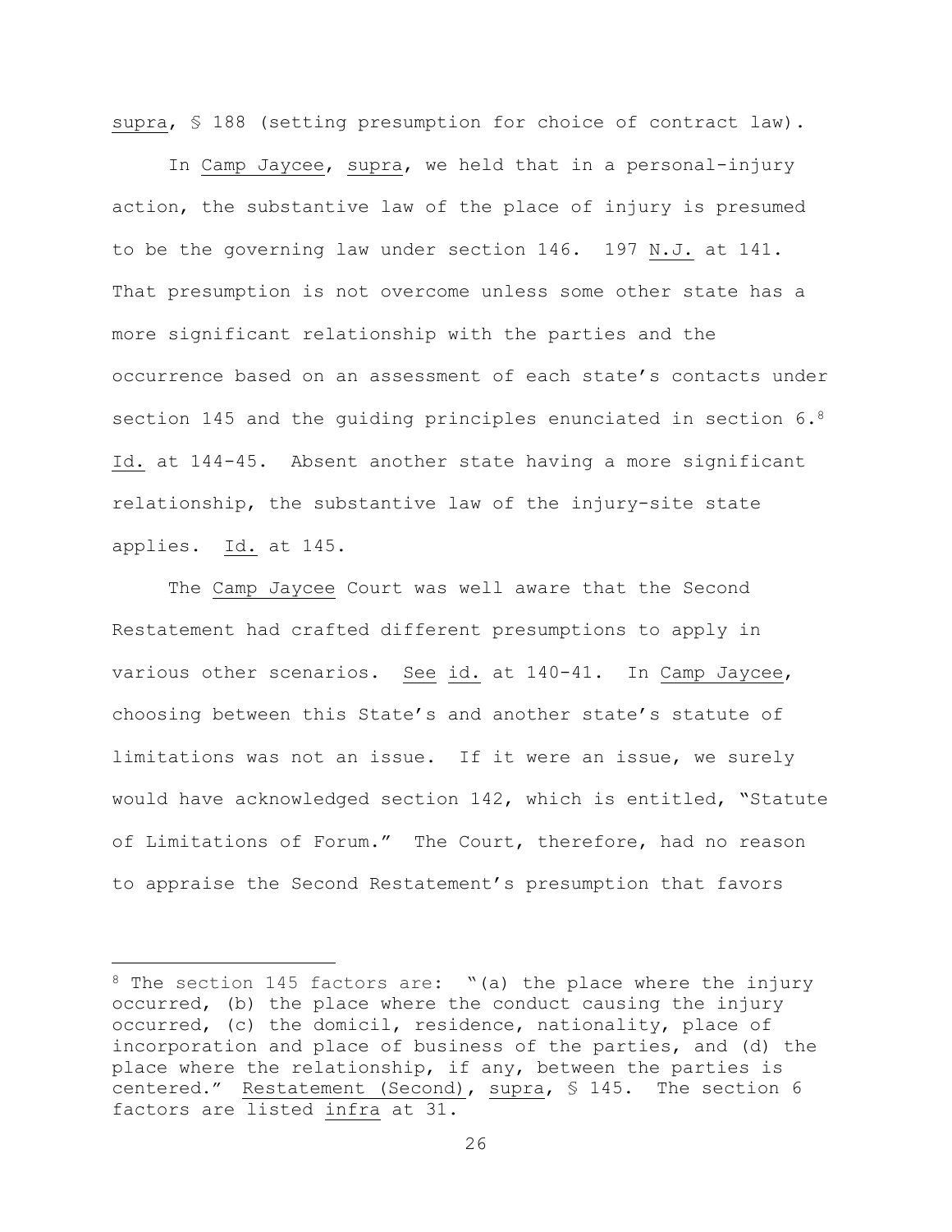supra, § 188 (setting presumption for choice of contract law).

In Camp Jaycee, supra, we held that in a personal-injury action, the substantive law of the place of injury is presumed to be the governing law under section 146. 197 N.J. at 141. That presumption is not overcome unless some other state has a more significant relationship with the parties and the occurrence based on an assessment of each state's contacts under section 145 and the guiding principles enunciated in section 6.[8] Id. at 144-45. Absent another state having a more significant relationship, the substantive law of the injury-site state applies. Id. at 145.

The Camp Jaycee Court was well aware that the Second Restatement had crafted different presumptions to apply in various other scenarios. See id. at 140-41. In Camp Jaycee, choosing between this State's and another state's statute of limitations was not an issue. If it were an issue, we surely would have acknowledged section 142, which is entitled, "Statute of Limitations of Forum." The Court, therefore, had no reason to appraise the Second Restatement's presumption that favors

---

[8] The section 145 factors are: "(a) the place where the injury occurred, (b) the place where the conduct causing the injury occurred, (c) the domicil, residence, nationality, place of incorporation and place of business of the parties, and (d) the place where the relationship, if any, between the parties is centered." Restatement (Second), supra, § 145. The section 6 factors are listed infra at 31.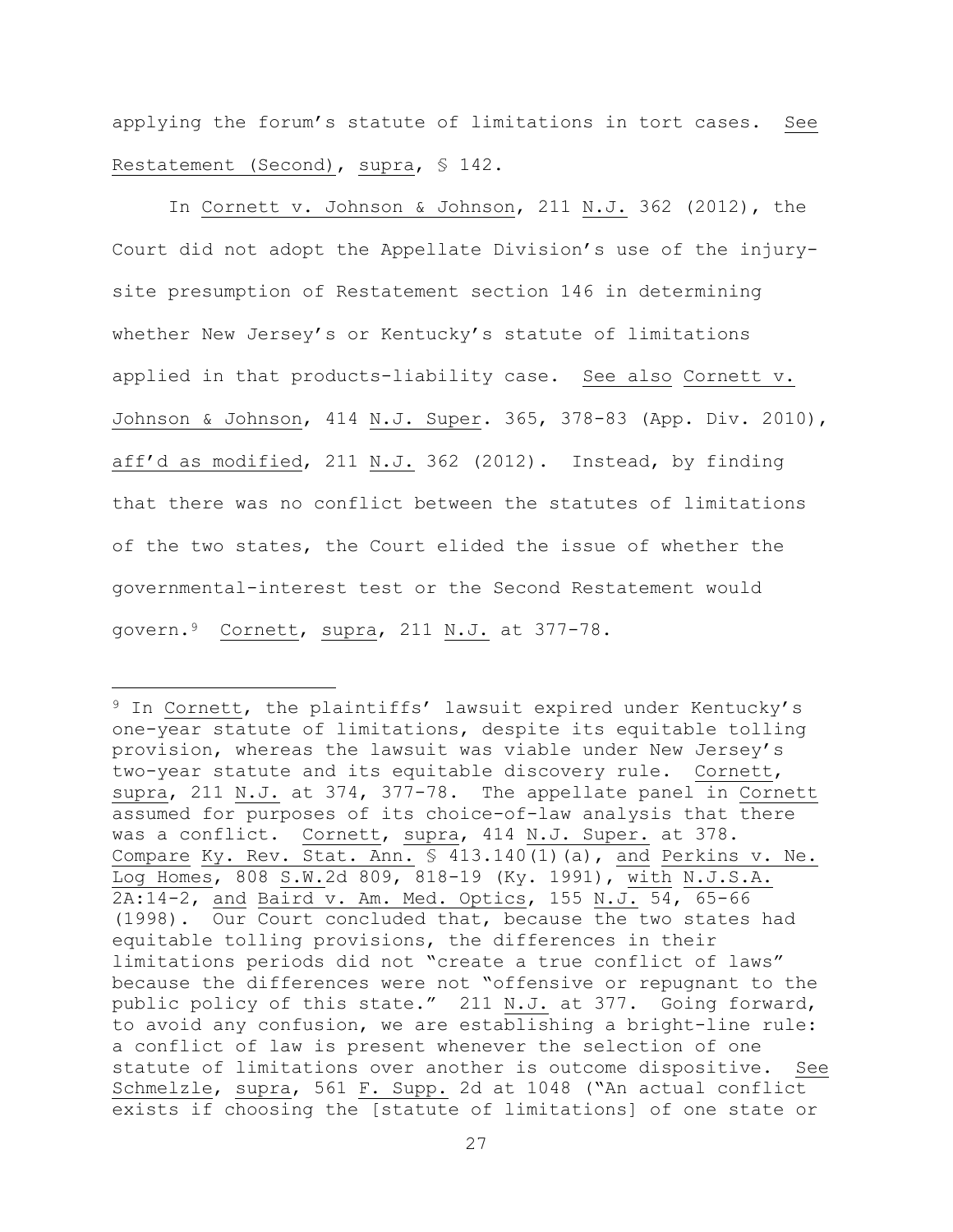applying the forum's statute of limitations in tort cases. See Restatement (Second), supra, § 142.

In Cornett v. Johnson & Johnson, 211 N.J. 362 (2012), the Court did not adopt the Appellate Division's use of the injury-site presumption of Restatement section 146 in determining whether New Jersey's or Kentucky's statute of limitations applied in that products-liability case. See also Cornett v. Johnson & Johnson, 414 N.J. Super. 365, 378-83 (App. Div. 2010), aff'd as modified, 211 N.J. 362 (2012). Instead, by finding that there was no conflict between the statutes of limitations of the two states, the Court elided the issue of whether the governmental-interest test or the Second Restatement would govern.[9] Cornett, supra, 211 N.J. at 377-78.

---

[9] In Cornett, the plaintiffs' lawsuit expired under Kentucky's one-year statute of limitations, despite its equitable tolling provision, whereas the lawsuit was viable under New Jersey's two-year statute and its equitable discovery rule. Cornett, supra, 211 N.J. at 374, 377-78. The appellate panel in Cornett assumed for purposes of its choice-of-law analysis that there was a conflict. Cornett, supra, 414 N.J. Super. at 378. Compare Ky. Rev. Stat. Ann. § 413.140(1)(a), and Perkins v. Ne. Log Homes, 808 S.W.2d 809, 818-19 (Ky. 1991), with N.J.S.A. 2A:14-2, and Baird v. Am. Med. Optics, 155 N.J. 54, 65-66 (1998). Our Court concluded that, because the two states had equitable tolling provisions, the differences in their limitations periods did not "create a true conflict of laws" because the differences were not "offensive or repugnant to the public policy of this state." 211 N.J. at 377. Going forward, to avoid any confusion, we are establishing a bright-line rule: a conflict of law is present whenever the selection of one statute of limitations over another is outcome dispositive. See Schmelzle, supra, 561 F. Supp. 2d at 1048 ("An actual conflict exists if choosing the [statute of limitations] of one state or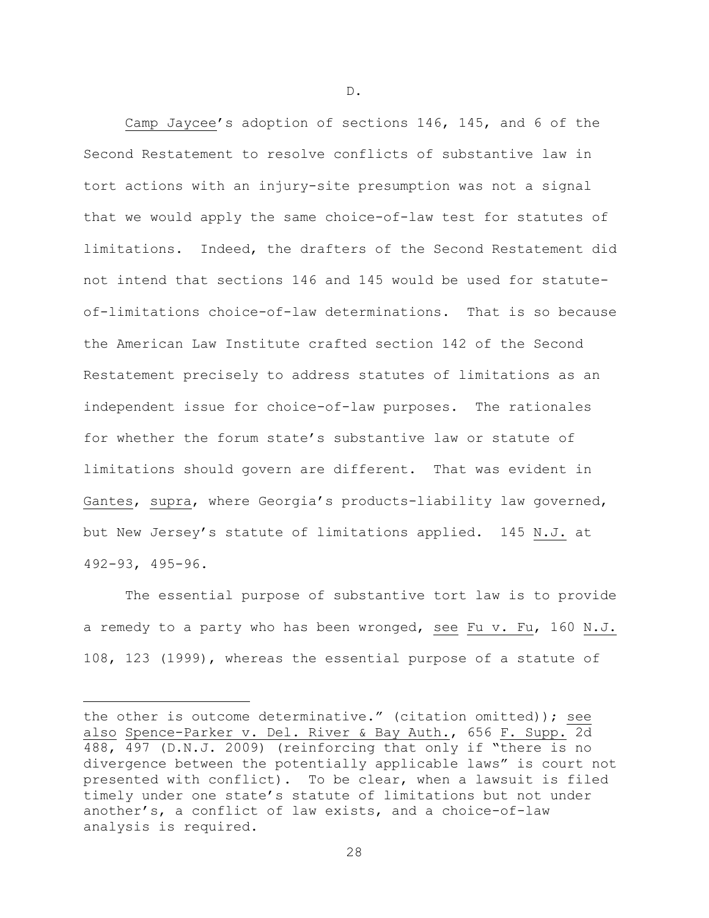D.

Camp Jaycee's adoption of sections 146, 145, and 6 of the Second Restatement to resolve conflicts of substantive law in tort actions with an injury-site presumption was not a signal that we would apply the same choice-of-law test for statutes of limitations. Indeed, the drafters of the Second Restatement did not intend that sections 146 and 145 would be used for statute-of-limitations choice-of-law determinations. That is so because the American Law Institute crafted section 142 of the Second Restatement precisely to address statutes of limitations as an independent issue for choice-of-law purposes. The rationales for whether the forum state's substantive law or statute of limitations should govern are different. That was evident in Gantes, supra, where Georgia's products-liability law governed, but New Jersey's statute of limitations applied. 145 N.J. at 492-93, 495-96.

The essential purpose of substantive tort law is to provide a remedy to a party who has been wronged, see Fu v. Fu, 160 N.J. 108, 123 (1999), whereas the essential purpose of a statute of

---

the other is outcome determinative." (citation omitted)); see also Spence-Parker v. Del. River & Bay Auth., 656 F. Supp. 2d 488, 497 (D.N.J. 2009) (reinforcing that only if "there is no divergence between the potentially applicable laws" is court not presented with conflict). To be clear, when a lawsuit is filed timely under one state's statute of limitations but not under another's, a conflict of law exists, and a choice-of-law analysis is required.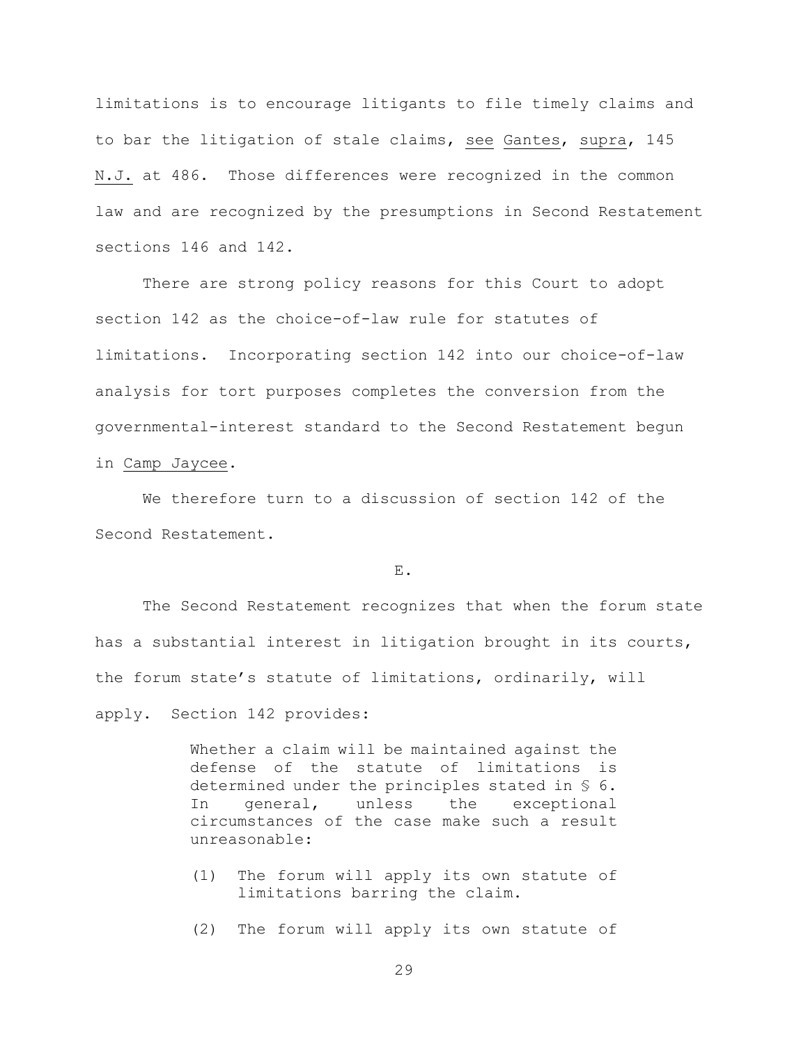limitations is to encourage litigants to file timely claims and to bar the litigation of stale claims, see Gantes, supra, 145 N.J. at 486. Those differences were recognized in the common law and are recognized by the presumptions in Second Restatement sections 146 and 142.

There are strong policy reasons for this Court to adopt section 142 as the choice-of-law rule for statutes of limitations. Incorporating section 142 into our choice-of-law analysis for tort purposes completes the conversion from the governmental-interest standard to the Second Restatement begun in Camp Jaycee.

We therefore turn to a discussion of section 142 of the Second Restatement.

E.

The Second Restatement recognizes that when the forum state has a substantial interest in litigation brought in its courts, the forum state's statute of limitations, ordinarily, will apply. Section 142 provides:

> Whether a claim will be maintained against the defense of the statute of limitations is determined under the principles stated in § 6. In general, unless the exceptional circumstances of the case make such a result unreasonable:
>
> (1) The forum will apply its own statute of limitations barring the claim.
>
> (2) The forum will apply its own statute of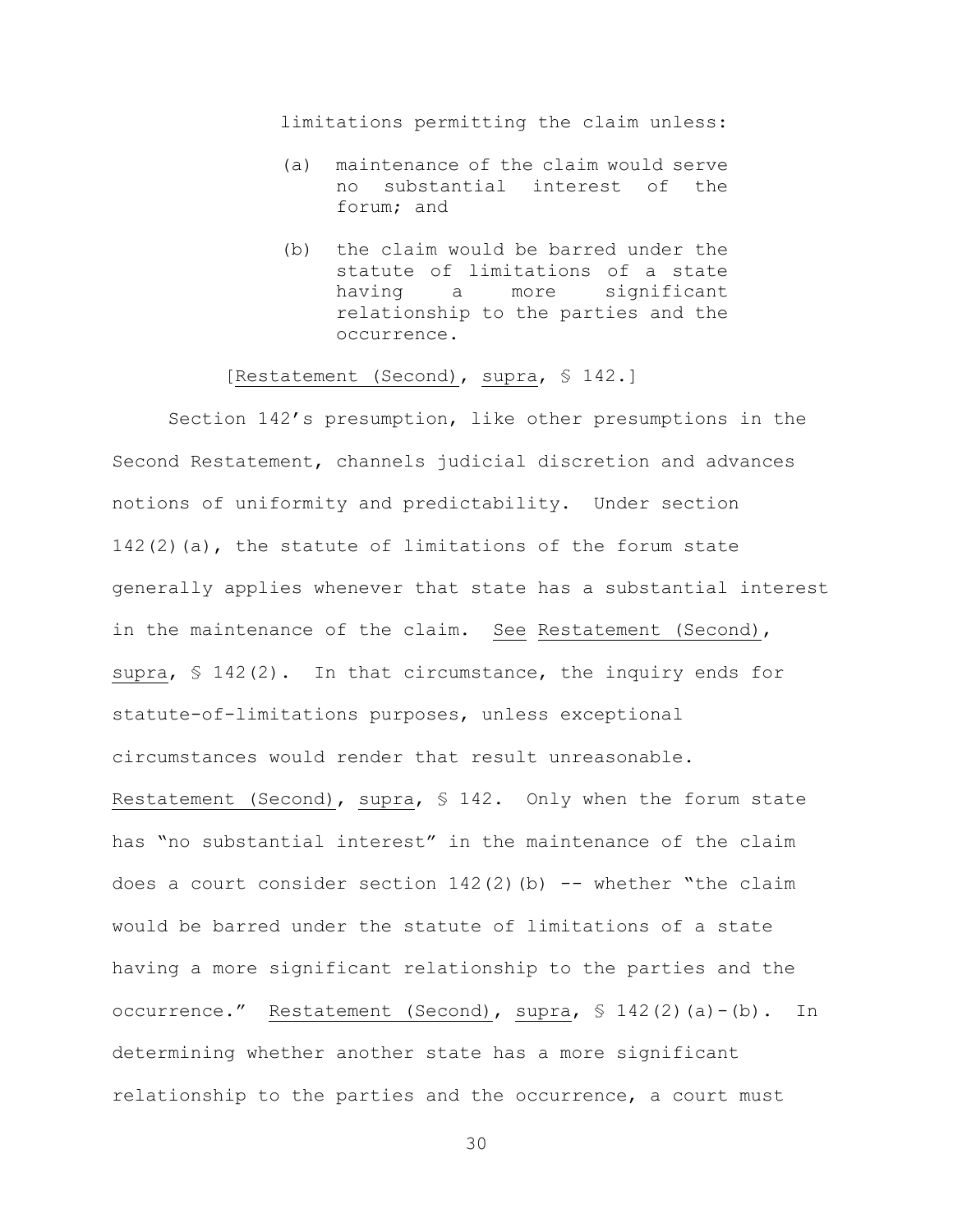> limitations permitting the claim unless:
>
> (a) maintenance of the claim would serve no substantial interest of the forum; and
>
> (b) the claim would be barred under the statute of limitations of a state having a more significant relationship to the parties and the occurrence.
>
> [Restatement (Second), supra, § 142.]

Section 142's presumption, like other presumptions in the Second Restatement, channels judicial discretion and advances notions of uniformity and predictability. Under section 142(2)(a), the statute of limitations of the forum state generally applies whenever that state has a substantial interest in the maintenance of the claim. See Restatement (Second), supra, § 142(2). In that circumstance, the inquiry ends for statute-of-limitations purposes, unless exceptional circumstances would render that result unreasonable. Restatement (Second), supra, § 142. Only when the forum state has "no substantial interest" in the maintenance of the claim does a court consider section 142(2)(b) -- whether "the claim would be barred under the statute of limitations of a state having a more significant relationship to the parties and the occurrence." Restatement (Second), supra, § 142(2)(a)-(b). In determining whether another state has a more significant relationship to the parties and the occurrence, a court must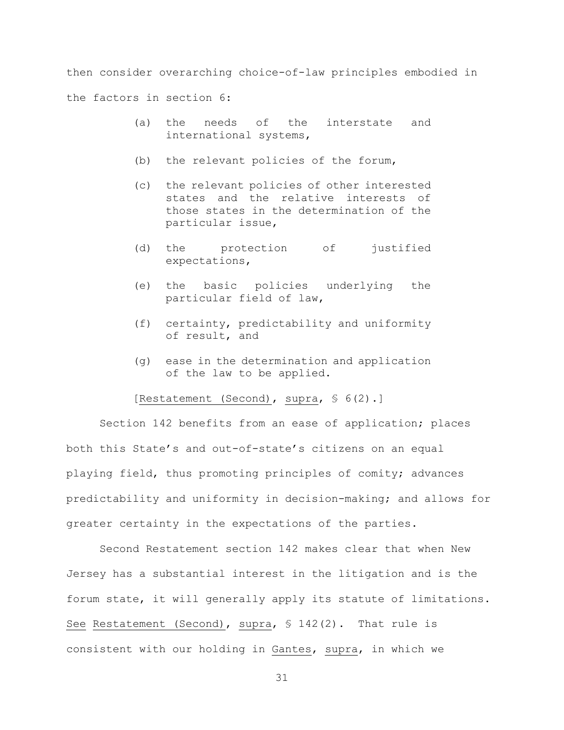then consider overarching choice-of-law principles embodied in the factors in section 6:

> (a) the needs of the interstate and international systems,
>
> (b) the relevant policies of the forum,
>
> (c) the relevant policies of other interested states and the relative interests of those states in the determination of the particular issue,
>
> (d) the protection of justified expectations,
>
> (e) the basic policies underlying the particular field of law,
>
> (f) certainty, predictability and uniformity of result, and
>
> (g) ease in the determination and application of the law to be applied.
>
> [Restatement (Second), supra, § 6(2).]

Section 142 benefits from an ease of application; places both this State's and out-of-state's citizens on an equal playing field, thus promoting principles of comity; advances predictability and uniformity in decision-making; and allows for greater certainty in the expectations of the parties.

Second Restatement section 142 makes clear that when New Jersey has a substantial interest in the litigation and is the forum state, it will generally apply its statute of limitations. See Restatement (Second), supra, § 142(2). That rule is consistent with our holding in Gantes, supra, in which we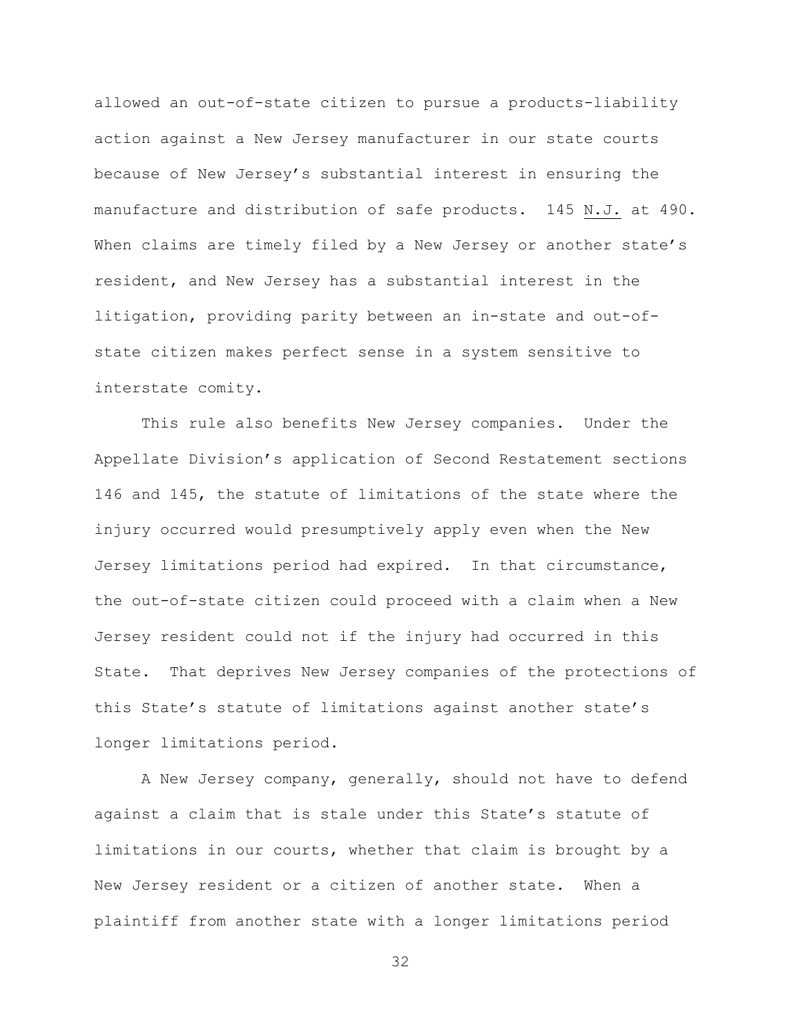allowed an out-of-state citizen to pursue a products-liability action against a New Jersey manufacturer in our state courts because of New Jersey's substantial interest in ensuring the manufacture and distribution of safe products. 145 N.J. at 490. When claims are timely filed by a New Jersey or another state's resident, and New Jersey has a substantial interest in the litigation, providing parity between an in-state and out-of-state citizen makes perfect sense in a system sensitive to interstate comity.

This rule also benefits New Jersey companies. Under the Appellate Division's application of Second Restatement sections 146 and 145, the statute of limitations of the state where the injury occurred would presumptively apply even when the New Jersey limitations period had expired. In that circumstance, the out-of-state citizen could proceed with a claim when a New Jersey resident could not if the injury had occurred in this State. That deprives New Jersey companies of the protections of this State's statute of limitations against another state's longer limitations period.

A New Jersey company, generally, should not have to defend against a claim that is stale under this State's statute of limitations in our courts, whether that claim is brought by a New Jersey resident or a citizen of another state. When a plaintiff from another state with a longer limitations period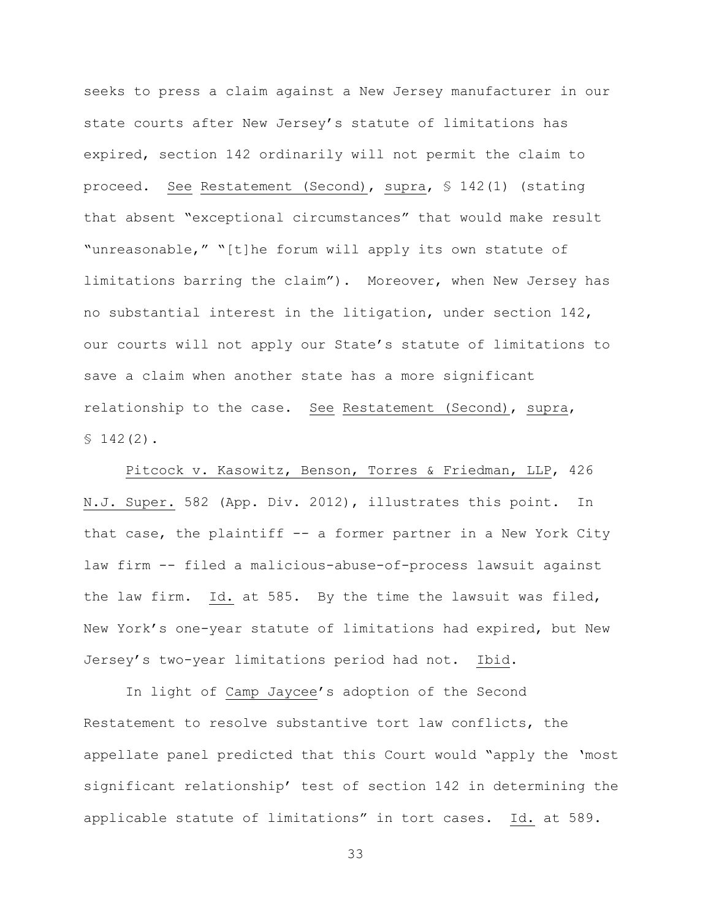seeks to press a claim against a New Jersey manufacturer in our state courts after New Jersey's statute of limitations has expired, section 142 ordinarily will not permit the claim to proceed. See Restatement (Second), supra, § 142(1) (stating that absent "exceptional circumstances" that would make result "unreasonable," "[t]he forum will apply its own statute of limitations barring the claim"). Moreover, when New Jersey has no substantial interest in the litigation, under section 142, our courts will not apply our State's statute of limitations to save a claim when another state has a more significant relationship to the case. See Restatement (Second), supra, § 142(2).

Pitcock v. Kasowitz, Benson, Torres & Friedman, LLP, 426 N.J. Super. 582 (App. Div. 2012), illustrates this point. In that case, the plaintiff -- a former partner in a New York City law firm -- filed a malicious-abuse-of-process lawsuit against the law firm. Id. at 585. By the time the lawsuit was filed, New York's one-year statute of limitations had expired, but New Jersey's two-year limitations period had not. Ibid.

In light of Camp Jaycee's adoption of the Second Restatement to resolve substantive tort law conflicts, the appellate panel predicted that this Court would "apply the 'most significant relationship' test of section 142 in determining the applicable statute of limitations" in tort cases. Id. at 589.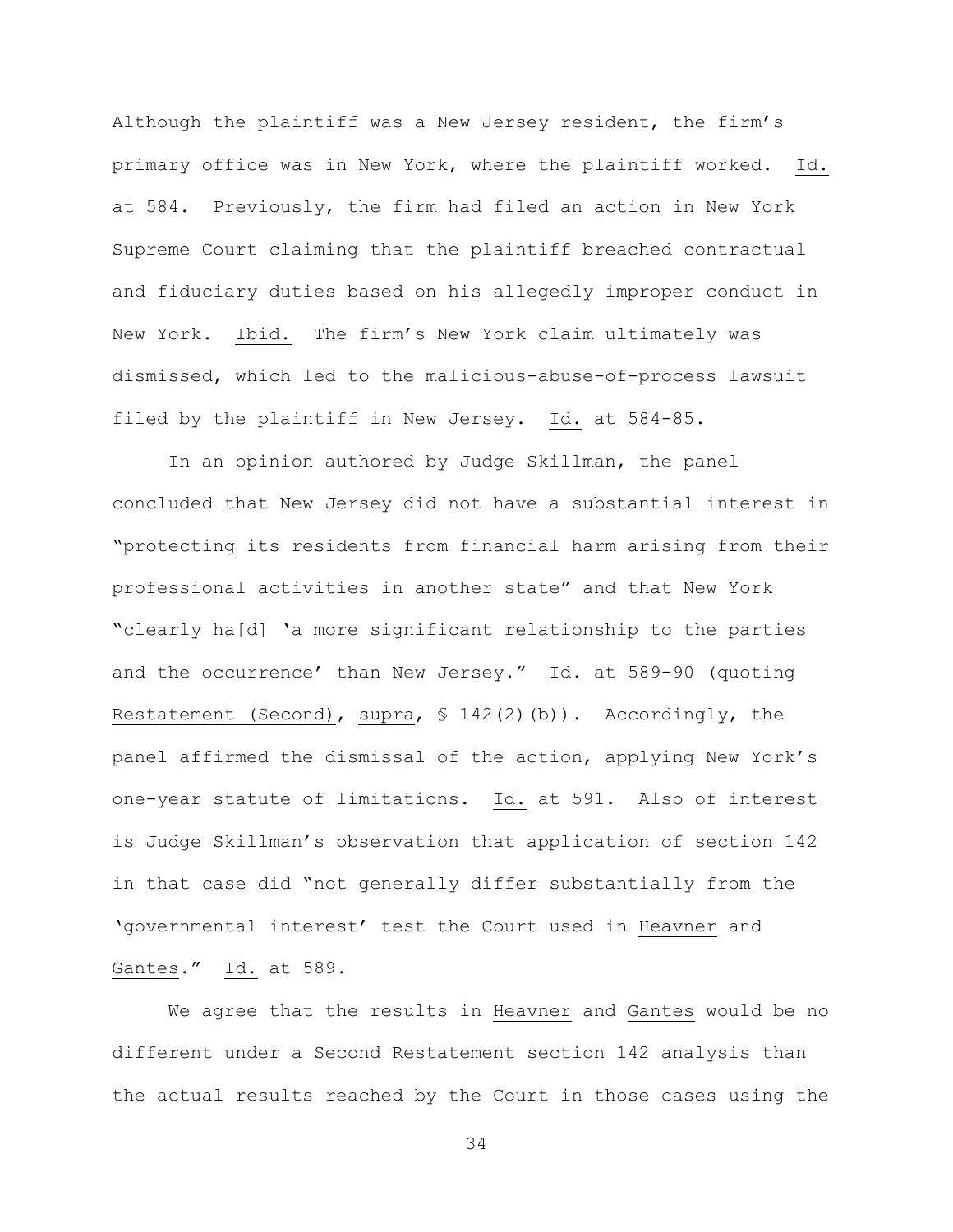Although the plaintiff was a New Jersey resident, the firm's primary office was in New York, where the plaintiff worked. Id. at 584. Previously, the firm had filed an action in New York Supreme Court claiming that the plaintiff breached contractual and fiduciary duties based on his allegedly improper conduct in New York. Ibid. The firm's New York claim ultimately was dismissed, which led to the malicious-abuse-of-process lawsuit filed by the plaintiff in New Jersey. Id. at 584-85.

In an opinion authored by Judge Skillman, the panel concluded that New Jersey did not have a substantial interest in "protecting its residents from financial harm arising from their professional activities in another state" and that New York "clearly ha[d] 'a more significant relationship to the parties and the occurrence' than New Jersey." Id. at 589-90 (quoting Restatement (Second), supra, § 142(2)(b)). Accordingly, the panel affirmed the dismissal of the action, applying New York's one-year statute of limitations. Id. at 591. Also of interest is Judge Skillman's observation that application of section 142 in that case did "not generally differ substantially from the 'governmental interest' test the Court used in Heavner and Gantes." Id. at 589.

We agree that the results in Heavner and Gantes would be no different under a Second Restatement section 142 analysis than the actual results reached by the Court in those cases using the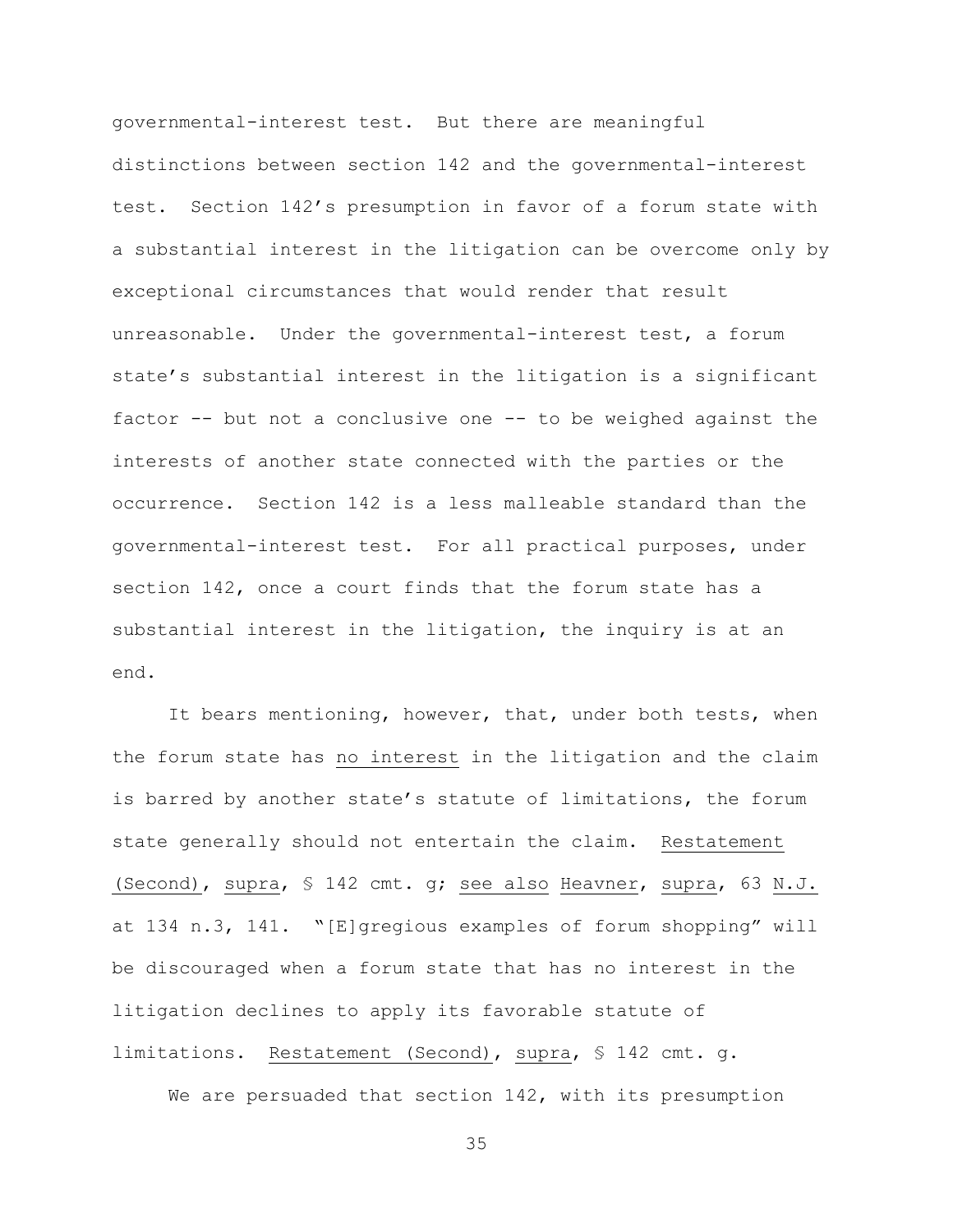governmental-interest test. But there are meaningful distinctions between section 142 and the governmental-interest test. Section 142's presumption in favor of a forum state with a substantial interest in the litigation can be overcome only by exceptional circumstances that would render that result unreasonable. Under the governmental-interest test, a forum state's substantial interest in the litigation is a significant factor -- but not a conclusive one -- to be weighed against the interests of another state connected with the parties or the occurrence. Section 142 is a less malleable standard than the governmental-interest test. For all practical purposes, under section 142, once a court finds that the forum state has a substantial interest in the litigation, the inquiry is at an end.

It bears mentioning, however, that, under both tests, when the forum state has no interest in the litigation and the claim is barred by another state's statute of limitations, the forum state generally should not entertain the claim. Restatement (Second), supra, § 142 cmt. g; see also Heavner, supra, 63 N.J. at 134 n.3, 141. "[E]gregious examples of forum shopping" will be discouraged when a forum state that has no interest in the litigation declines to apply its favorable statute of limitations. Restatement (Second), supra, § 142 cmt. g.

We are persuaded that section 142, with its presumption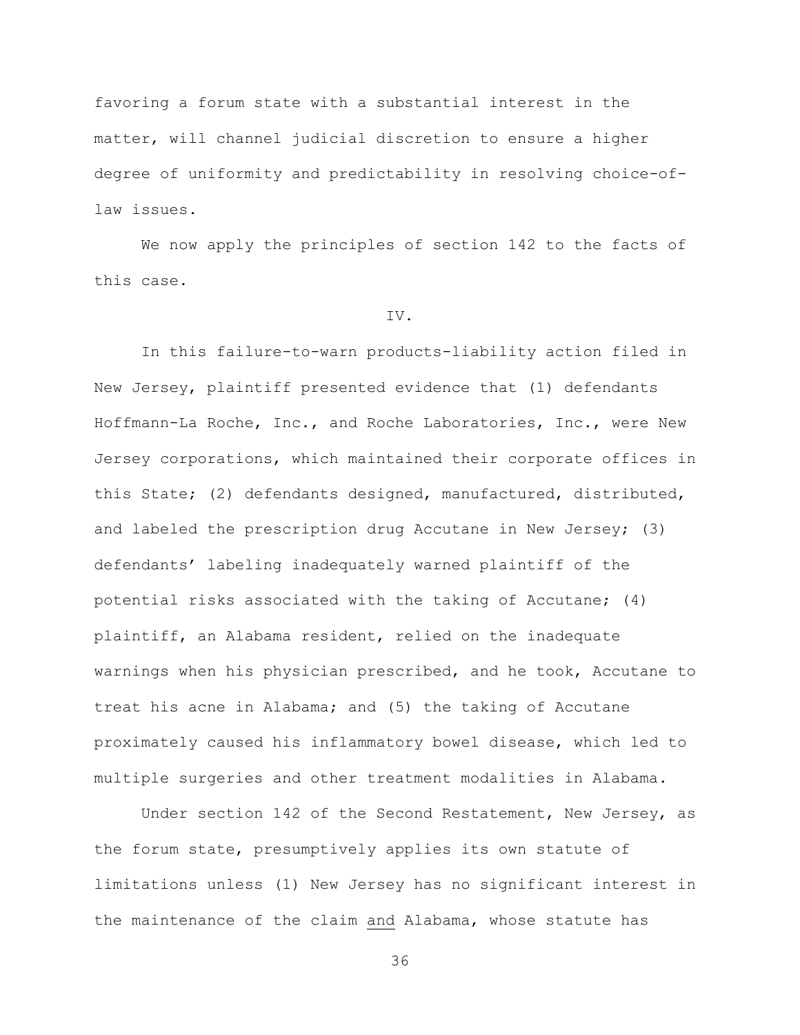favoring a forum state with a substantial interest in the matter, will channel judicial discretion to ensure a higher degree of uniformity and predictability in resolving choice-of-law issues.

We now apply the principles of section 142 to the facts of this case.

IV.

In this failure-to-warn products-liability action filed in New Jersey, plaintiff presented evidence that (1) defendants Hoffmann-La Roche, Inc., and Roche Laboratories, Inc., were New Jersey corporations, which maintained their corporate offices in this State; (2) defendants designed, manufactured, distributed, and labeled the prescription drug Accutane in New Jersey; (3) defendants' labeling inadequately warned plaintiff of the potential risks associated with the taking of Accutane; (4) plaintiff, an Alabama resident, relied on the inadequate warnings when his physician prescribed, and he took, Accutane to treat his acne in Alabama; and (5) the taking of Accutane proximately caused his inflammatory bowel disease, which led to multiple surgeries and other treatment modalities in Alabama.

Under section 142 of the Second Restatement, New Jersey, as the forum state, presumptively applies its own statute of limitations unless (1) New Jersey has no significant interest in the maintenance of the claim <u>and</u> Alabama, whose statute has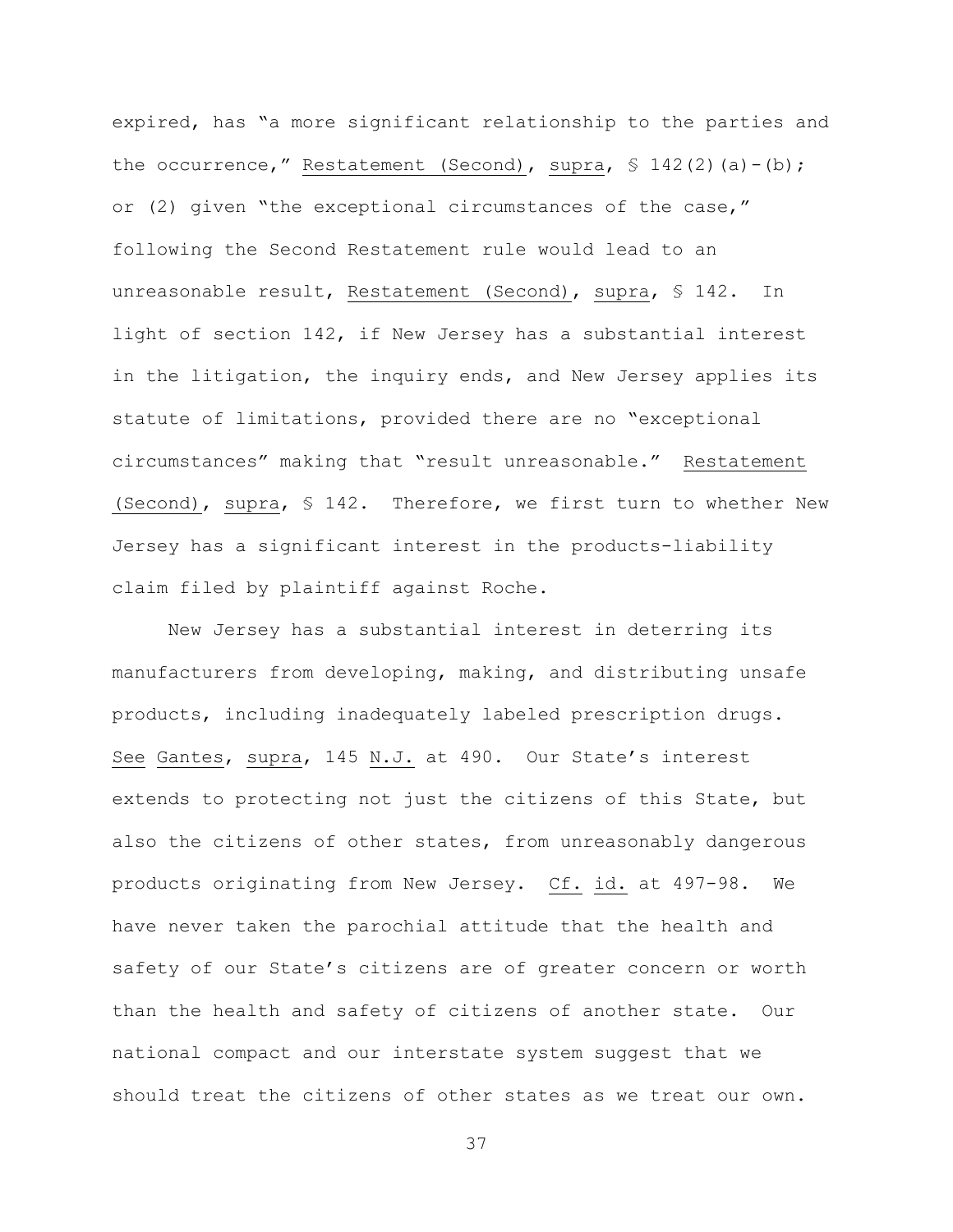expired, has "a more significant relationship to the parties and the occurrence," Restatement (Second), supra, § 142(2)(a)-(b); or (2) given "the exceptional circumstances of the case," following the Second Restatement rule would lead to an unreasonable result, Restatement (Second), supra, § 142. In light of section 142, if New Jersey has a substantial interest in the litigation, the inquiry ends, and New Jersey applies its statute of limitations, provided there are no "exceptional circumstances" making that "result unreasonable." Restatement (Second), supra, § 142. Therefore, we first turn to whether New Jersey has a significant interest in the products-liability claim filed by plaintiff against Roche.

New Jersey has a substantial interest in deterring its manufacturers from developing, making, and distributing unsafe products, including inadequately labeled prescription drugs. See Gantes, supra, 145 N.J. at 490. Our State's interest extends to protecting not just the citizens of this State, but also the citizens of other states, from unreasonably dangerous products originating from New Jersey. Cf. id. at 497-98. We have never taken the parochial attitude that the health and safety of our State's citizens are of greater concern or worth than the health and safety of citizens of another state. Our national compact and our interstate system suggest that we should treat the citizens of other states as we treat our own.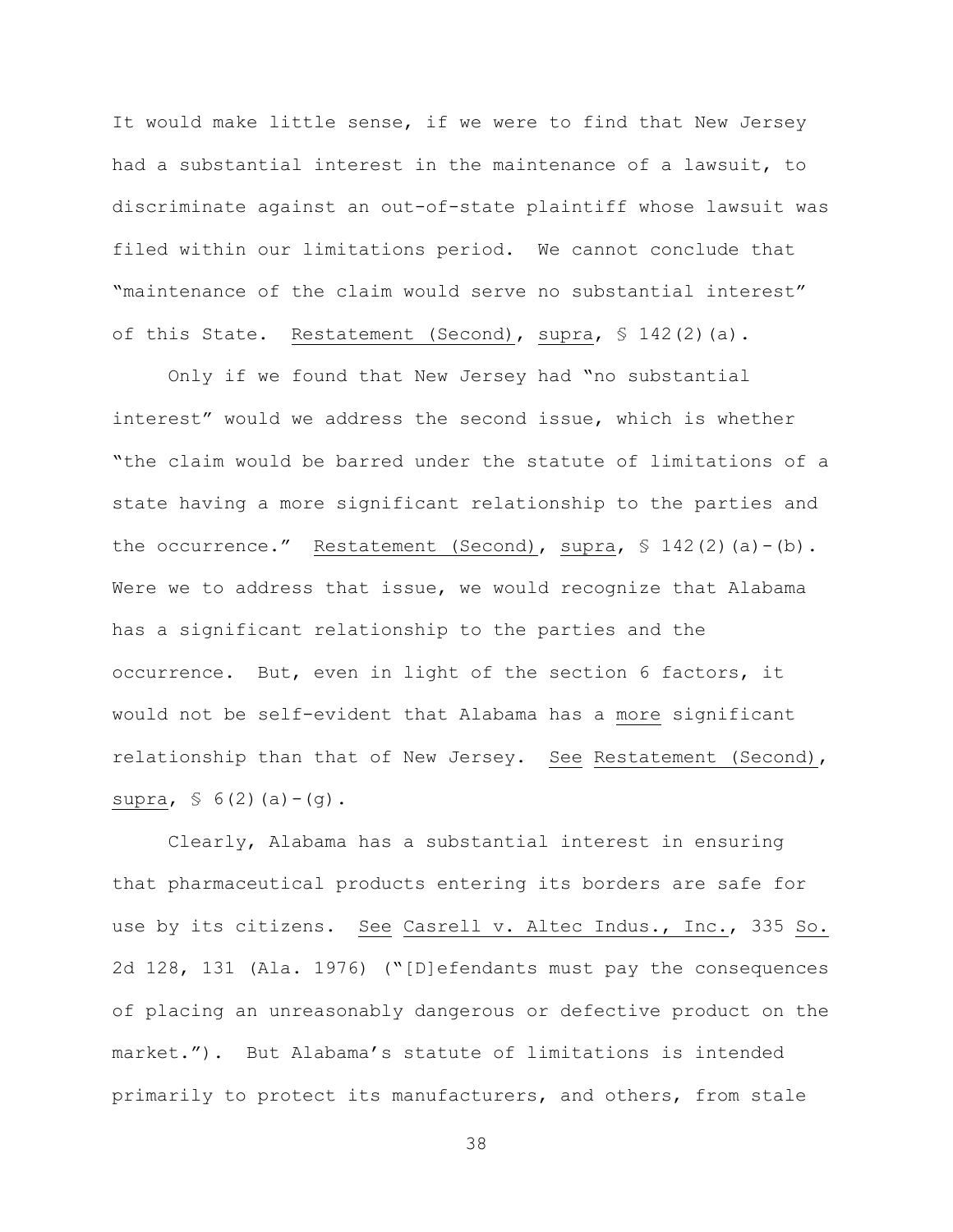It would make little sense, if we were to find that New Jersey had a substantial interest in the maintenance of a lawsuit, to discriminate against an out-of-state plaintiff whose lawsuit was filed within our limitations period. We cannot conclude that "maintenance of the claim would serve no substantial interest" of this State. Restatement (Second), supra, § 142(2)(a).

Only if we found that New Jersey had "no substantial interest" would we address the second issue, which is whether "the claim would be barred under the statute of limitations of a state having a more significant relationship to the parties and the occurrence." Restatement (Second), supra, § 142(2)(a)-(b). Were we to address that issue, we would recognize that Alabama has a significant relationship to the parties and the occurrence. But, even in light of the section 6 factors, it would not be self-evident that Alabama has a more significant relationship than that of New Jersey. See Restatement (Second), supra, § 6(2)(a)-(g).

Clearly, Alabama has a substantial interest in ensuring that pharmaceutical products entering its borders are safe for use by its citizens. See Casrell v. Altec Indus., Inc., 335 So. 2d 128, 131 (Ala. 1976) ("[D]efendants must pay the consequences of placing an unreasonably dangerous or defective product on the market."). But Alabama's statute of limitations is intended primarily to protect its manufacturers, and others, from stale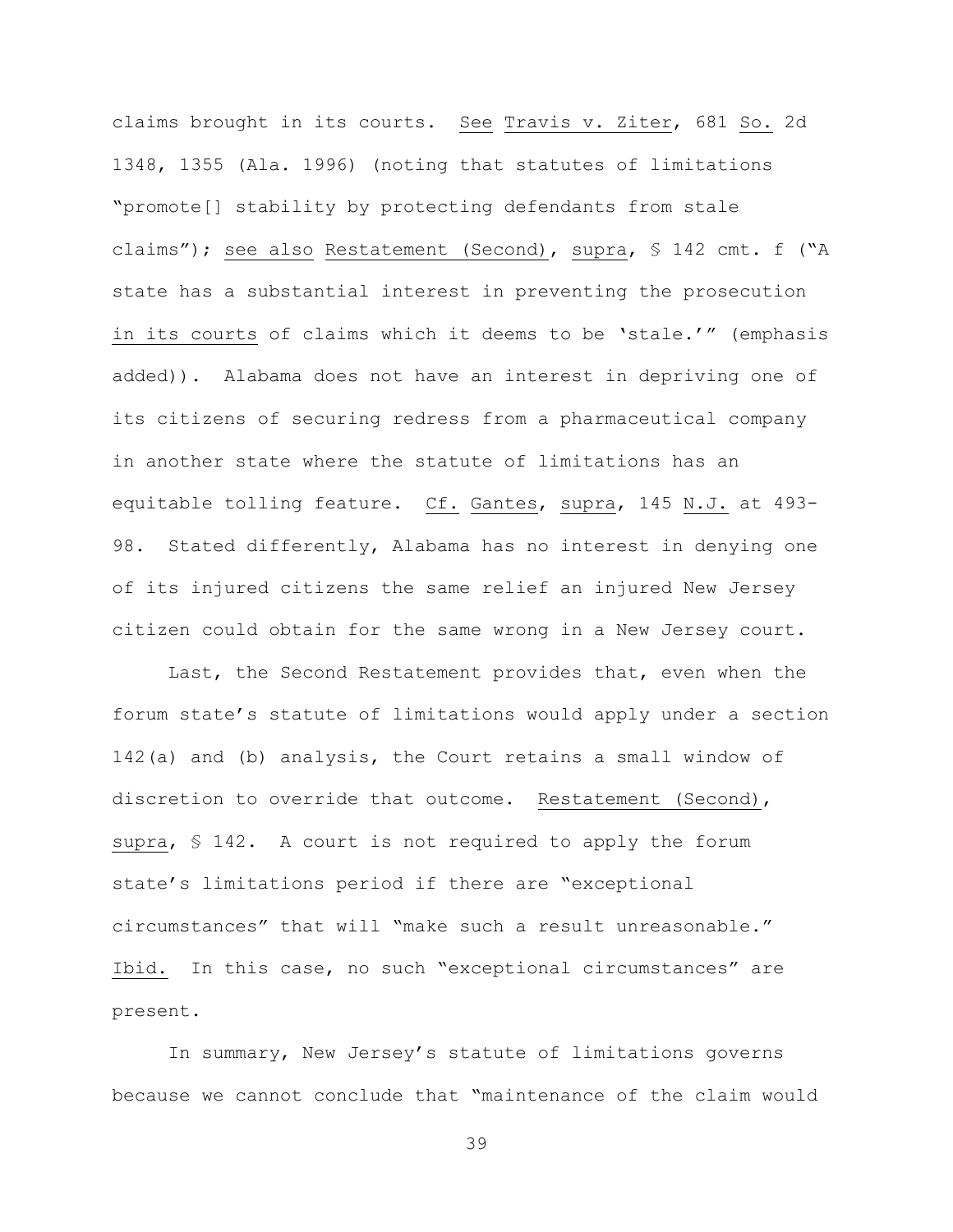claims brought in its courts. See Travis v. Ziter, 681 So. 2d 1348, 1355 (Ala. 1996) (noting that statutes of limitations "promote[] stability by protecting defendants from stale claims"); see also Restatement (Second), supra, § 142 cmt. f ("A state has a substantial interest in preventing the prosecution in its courts of claims which it deems to be 'stale.'" (emphasis added)). Alabama does not have an interest in depriving one of its citizens of securing redress from a pharmaceutical company in another state where the statute of limitations has an equitable tolling feature. Cf. Gantes, supra, 145 N.J. at 493-98. Stated differently, Alabama has no interest in denying one of its injured citizens the same relief an injured New Jersey citizen could obtain for the same wrong in a New Jersey court.

Last, the Second Restatement provides that, even when the forum state's statute of limitations would apply under a section 142(a) and (b) analysis, the Court retains a small window of discretion to override that outcome. Restatement (Second), supra, § 142. A court is not required to apply the forum state's limitations period if there are "exceptional circumstances" that will "make such a result unreasonable." Ibid. In this case, no such "exceptional circumstances" are present.

In summary, New Jersey's statute of limitations governs because we cannot conclude that "maintenance of the claim would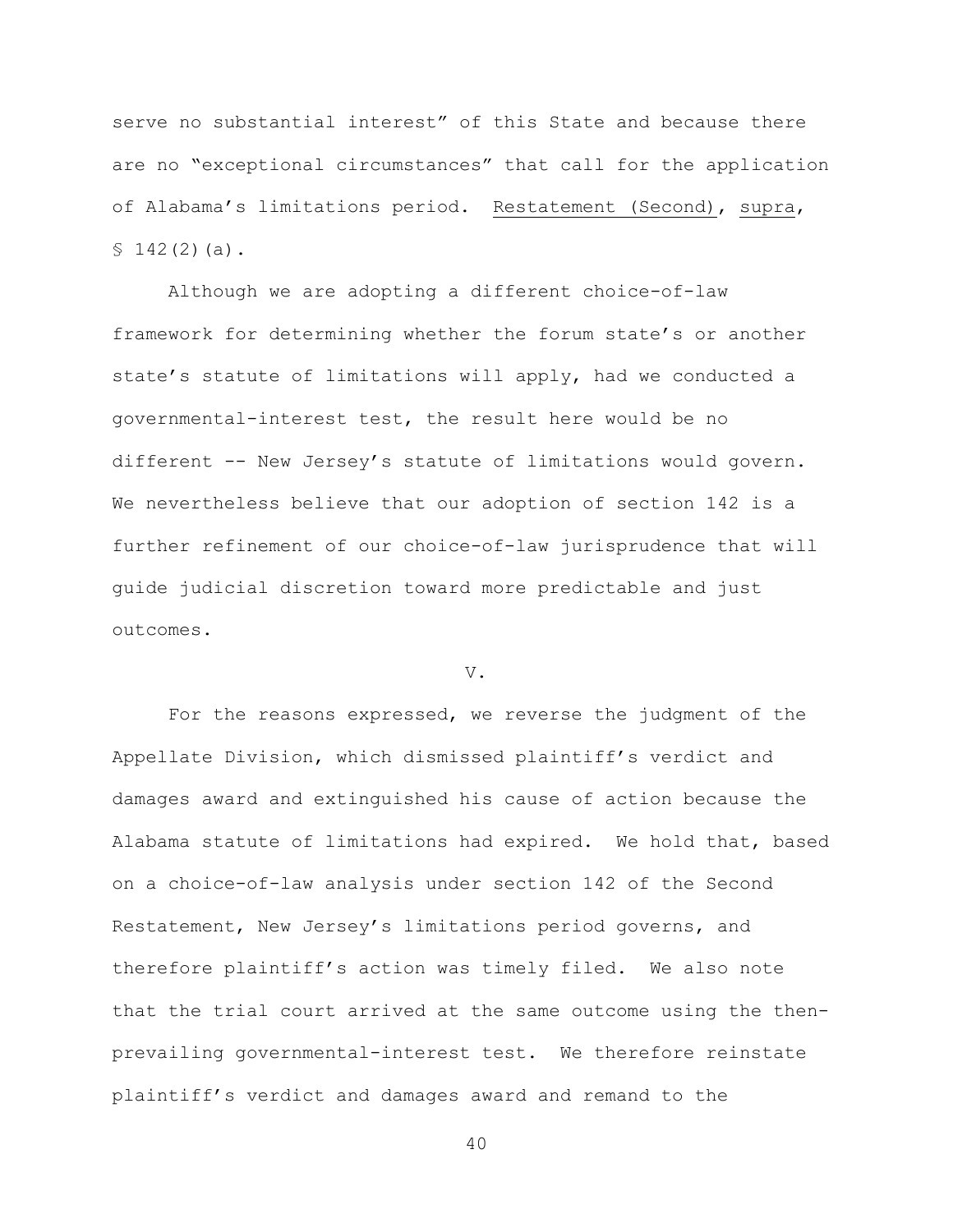serve no substantial interest" of this State and because there are no "exceptional circumstances" that call for the application of Alabama's limitations period. Restatement (Second), supra, § 142(2)(a).

Although we are adopting a different choice-of-law framework for determining whether the forum state's or another state's statute of limitations will apply, had we conducted a governmental-interest test, the result here would be no different -- New Jersey's statute of limitations would govern. We nevertheless believe that our adoption of section 142 is a further refinement of our choice-of-law jurisprudence that will guide judicial discretion toward more predictable and just outcomes.

V.

For the reasons expressed, we reverse the judgment of the Appellate Division, which dismissed plaintiff's verdict and damages award and extinguished his cause of action because the Alabama statute of limitations had expired. We hold that, based on a choice-of-law analysis under section 142 of the Second Restatement, New Jersey's limitations period governs, and therefore plaintiff's action was timely filed. We also note that the trial court arrived at the same outcome using the then-prevailing governmental-interest test. We therefore reinstate plaintiff's verdict and damages award and remand to the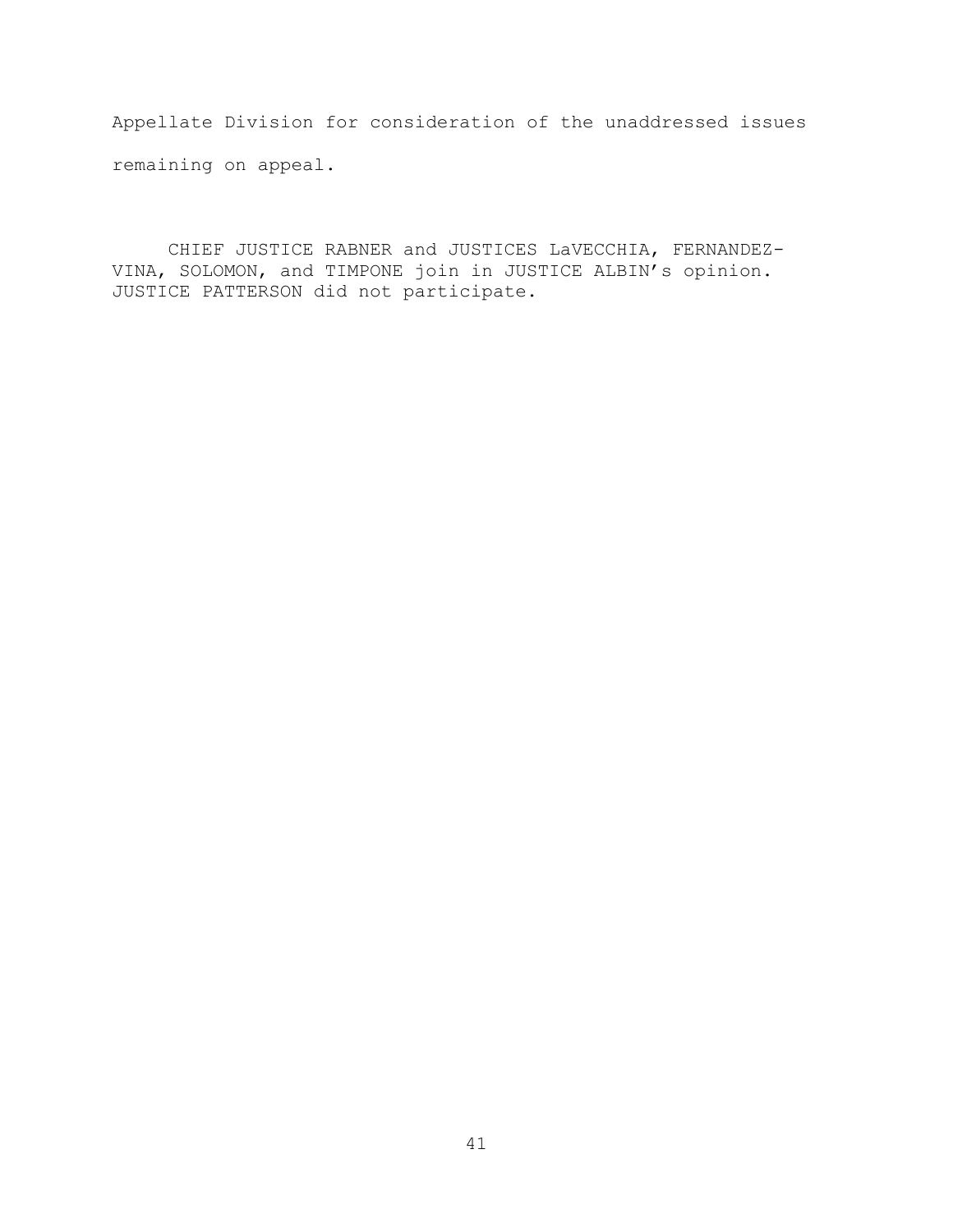Appellate Division for consideration of the unaddressed issues remaining on appeal.

CHIEF JUSTICE RABNER and JUSTICES LaVECCHIA, FERNANDEZ-VINA, SOLOMON, and TIMPONE join in JUSTICE ALBIN's opinion. JUSTICE PATTERSON did not participate.